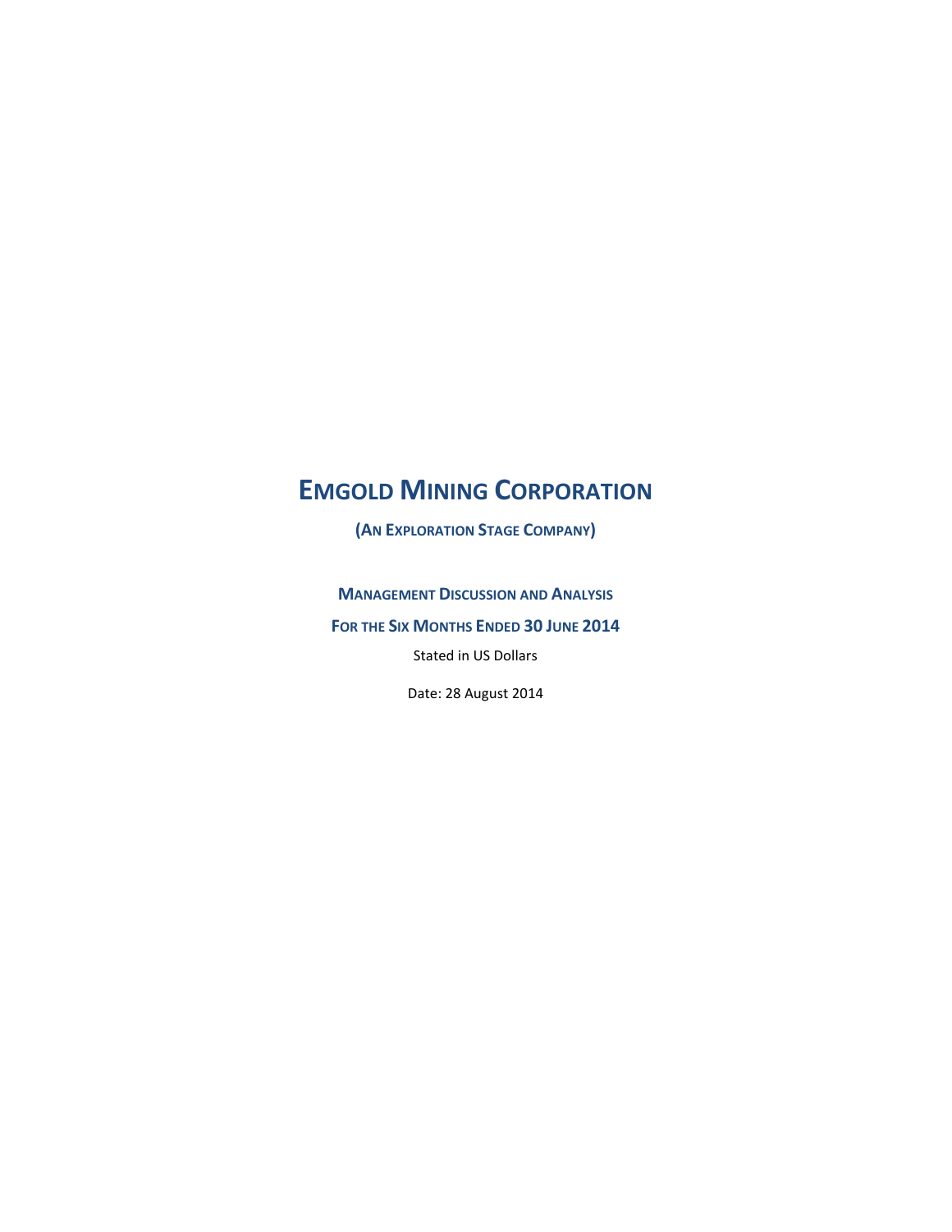# EMGOLD MINING CORPORATION

## (AN EXPLORATION STAGE COMPANY)

### MANAGEMENT DISCUSSION AND ANALYSIS

### FOR THE SIX MONTHS ENDED 30 JUNE 2014

Stated in US Dollars

Date: 28 August 2014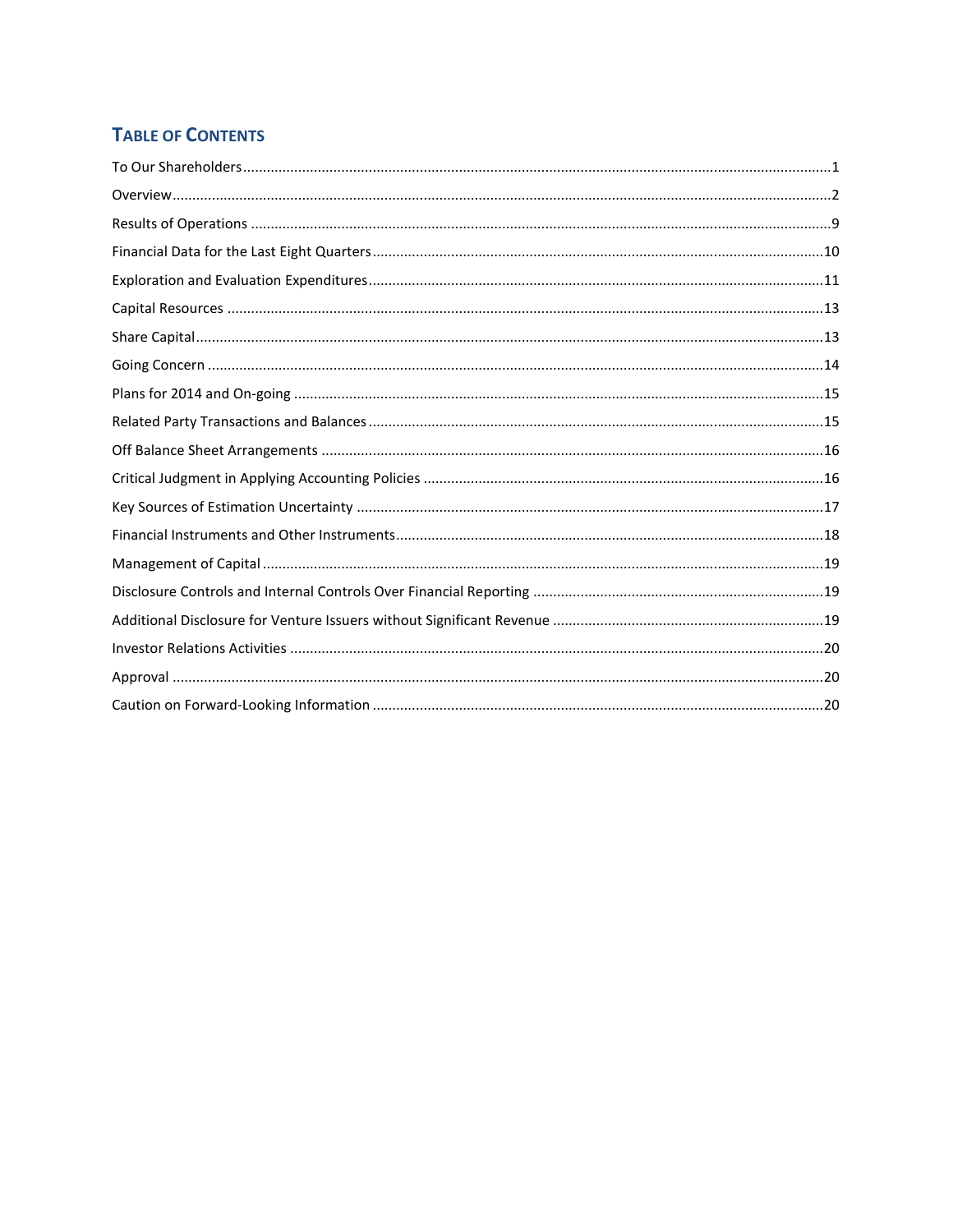## TABLE OF CONTENTS

To Our Shareholders....1

Overview....2

Results of Operations....9

Financial Data for the Last Eight Quarters....10

Exploration and Evaluation Expenditures....11

Capital Resources....13

Share Capital....13

Going Concern....14

Plans for 2014 and On-going....15

Related Party Transactions and Balances....15

Off Balance Sheet Arrangements....16

Critical Judgment in Applying Accounting Policies....16

Key Sources of Estimation Uncertainty....17

Financial Instruments and Other Instruments....18

Management of Capital....19

Disclosure Controls and Internal Controls Over Financial Reporting....19

Additional Disclosure for Venture Issuers without Significant Revenue....19

Investor Relations Activities....20

Approval....20

Caution on Forward-Looking Information....20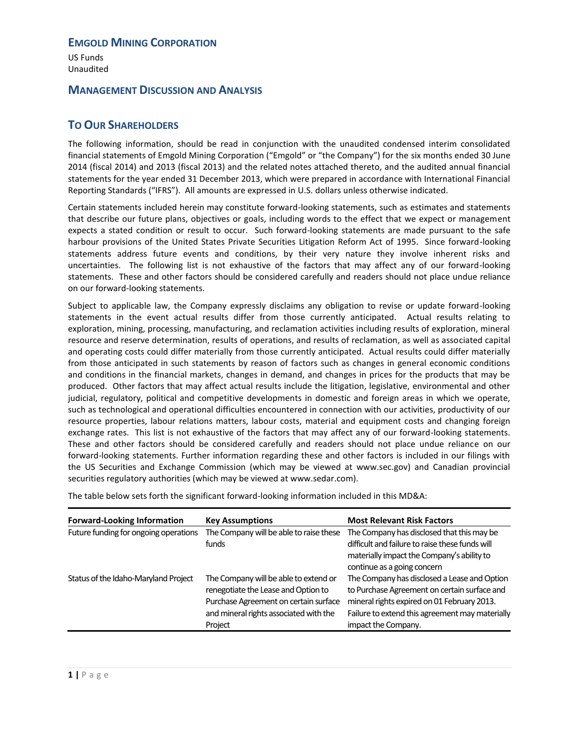## EMGOLD MINING CORPORATION

US Funds
Unaudited

## MANAGEMENT DISCUSSION AND ANALYSIS

## TO OUR SHAREHOLDERS

The following information, should be read in conjunction with the unaudited condensed interim consolidated financial statements of Emgold Mining Corporation ("Emgold" or "the Company") for the six months ended 30 June 2014 (fiscal 2014) and 2013 (fiscal 2013) and the related notes attached thereto, and the audited annual financial statements for the year ended 31 December 2013, which were prepared in accordance with International Financial Reporting Standards ("IFRS"). All amounts are expressed in U.S. dollars unless otherwise indicated.

Certain statements included herein may constitute forward-looking statements, such as estimates and statements that describe our future plans, objectives or goals, including words to the effect that we expect or management expects a stated condition or result to occur. Such forward-looking statements are made pursuant to the safe harbour provisions of the United States Private Securities Litigation Reform Act of 1995. Since forward-looking statements address future events and conditions, by their very nature they involve inherent risks and uncertainties. The following list is not exhaustive of the factors that may affect any of our forward-looking statements. These and other factors should be considered carefully and readers should not place undue reliance on our forward-looking statements.

Subject to applicable law, the Company expressly disclaims any obligation to revise or update forward-looking statements in the event actual results differ from those currently anticipated. Actual results relating to exploration, mining, processing, manufacturing, and reclamation activities including results of exploration, mineral resource and reserve determination, results of operations, and results of reclamation, as well as associated capital and operating costs could differ materially from those currently anticipated. Actual results could differ materially from those anticipated in such statements by reason of factors such as changes in general economic conditions and conditions in the financial markets, changes in demand, and changes in prices for the products that may be produced. Other factors that may affect actual results include the litigation, legislative, environmental and other judicial, regulatory, political and competitive developments in domestic and foreign areas in which we operate, such as technological and operational difficulties encountered in connection with our activities, productivity of our resource properties, labour relations matters, labour costs, material and equipment costs and changing foreign exchange rates. This list is not exhaustive of the factors that may affect any of our forward-looking statements. These and other factors should be considered carefully and readers should not place undue reliance on our forward-looking statements. Further information regarding these and other factors is included in our filings with the US Securities and Exchange Commission (which may be viewed at www.sec.gov) and Canadian provincial securities regulatory authorities (which may be viewed at www.sedar.com).

The table below sets forth the significant forward-looking information included in this MD&A:

| Forward-Looking Information | Key Assumptions | Most Relevant Risk Factors |
|---|---|---|
| Future funding for ongoing operations | The Company will be able to raise these funds | The Company has disclosed that this may be difficult and failure to raise these funds will materially impact the Company's ability to continue as a going concern |
| Status of the Idaho-Maryland Project | The Company will be able to extend or renegotiate the Lease and Option to Purchase Agreement on certain surface and mineral rights associated with the Project | The Company has disclosed a Lease and Option to Purchase Agreement on certain surface and mineral rights expired on 01 February 2013. Failure to extend this agreement may materially impact the Company. |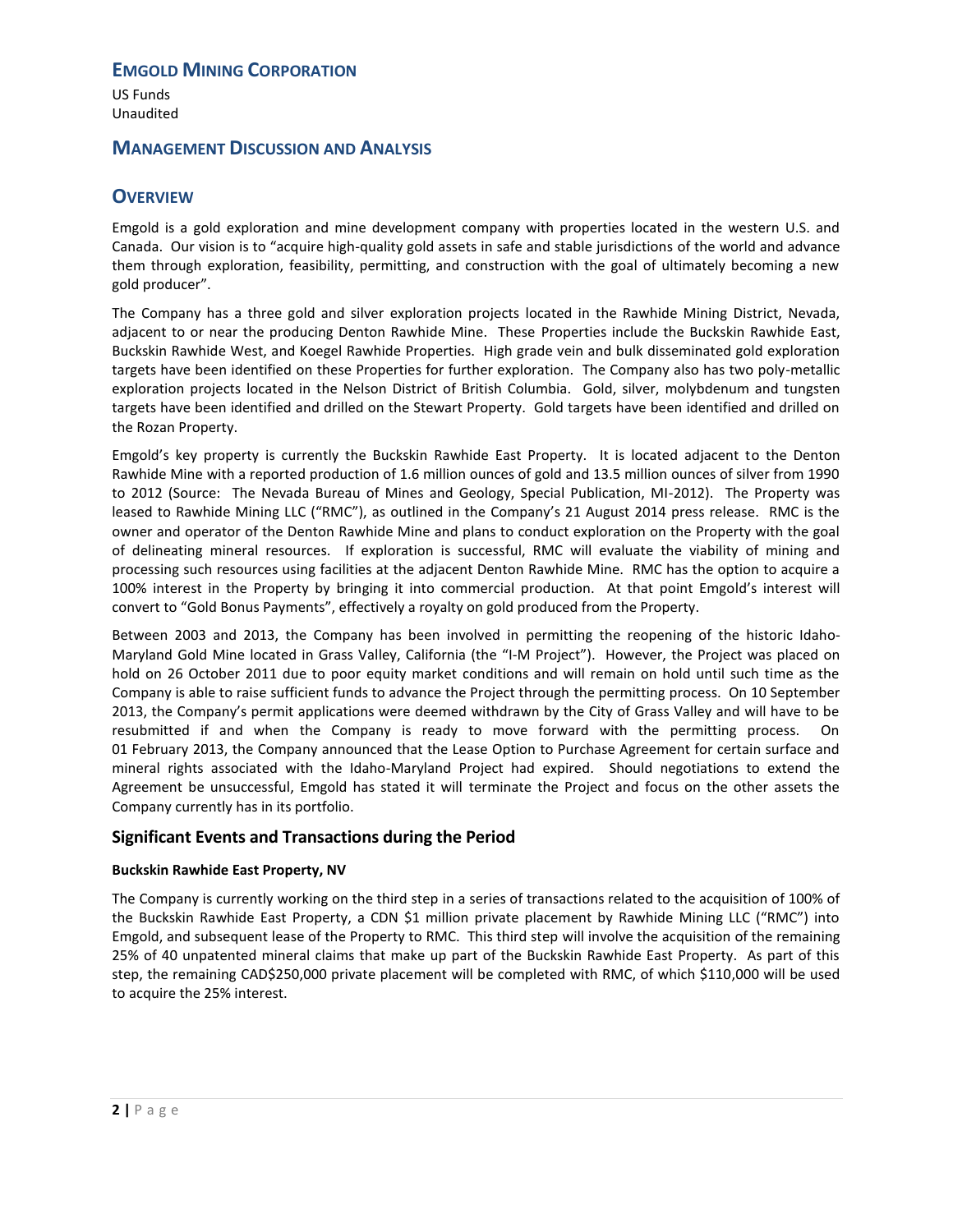# EMGOLD MINING CORPORATION

US Funds
Unaudited

## MANAGEMENT DISCUSSION AND ANALYSIS

## OVERVIEW

Emgold is a gold exploration and mine development company with properties located in the western U.S. and Canada. Our vision is to "acquire high-quality gold assets in safe and stable jurisdictions of the world and advance them through exploration, feasibility, permitting, and construction with the goal of ultimately becoming a new gold producer".

The Company has a three gold and silver exploration projects located in the Rawhide Mining District, Nevada, adjacent to or near the producing Denton Rawhide Mine. These Properties include the Buckskin Rawhide East, Buckskin Rawhide West, and Koegel Rawhide Properties. High grade vein and bulk disseminated gold exploration targets have been identified on these Properties for further exploration. The Company also has two poly-metallic exploration projects located in the Nelson District of British Columbia. Gold, silver, molybdenum and tungsten targets have been identified and drilled on the Stewart Property. Gold targets have been identified and drilled on the Rozan Property.

Emgold's key property is currently the Buckskin Rawhide East Property. It is located adjacent to the Denton Rawhide Mine with a reported production of 1.6 million ounces of gold and 13.5 million ounces of silver from 1990 to 2012 (Source: The Nevada Bureau of Mines and Geology, Special Publication, MI-2012). The Property was leased to Rawhide Mining LLC ("RMC"), as outlined in the Company's 21 August 2014 press release. RMC is the owner and operator of the Denton Rawhide Mine and plans to conduct exploration on the Property with the goal of delineating mineral resources. If exploration is successful, RMC will evaluate the viability of mining and processing such resources using facilities at the adjacent Denton Rawhide Mine. RMC has the option to acquire a 100% interest in the Property by bringing it into commercial production. At that point Emgold's interest will convert to "Gold Bonus Payments", effectively a royalty on gold produced from the Property.

Between 2003 and 2013, the Company has been involved in permitting the reopening of the historic Idaho-Maryland Gold Mine located in Grass Valley, California (the "I-M Project"). However, the Project was placed on hold on 26 October 2011 due to poor equity market conditions and will remain on hold until such time as the Company is able to raise sufficient funds to advance the Project through the permitting process. On 10 September 2013, the Company's permit applications were deemed withdrawn by the City of Grass Valley and will have to be resubmitted if and when the Company is ready to move forward with the permitting process. On 01 February 2013, the Company announced that the Lease Option to Purchase Agreement for certain surface and mineral rights associated with the Idaho-Maryland Project had expired. Should negotiations to extend the Agreement be unsuccessful, Emgold has stated it will terminate the Project and focus on the other assets the Company currently has in its portfolio.

### Significant Events and Transactions during the Period

**Buckskin Rawhide East Property, NV**

The Company is currently working on the third step in a series of transactions related to the acquisition of 100% of the Buckskin Rawhide East Property, a CDN $1 million private placement by Rawhide Mining LLC ("RMC") into Emgold, and subsequent lease of the Property to RMC. This third step will involve the acquisition of the remaining 25% of 40 unpatented mineral claims that make up part of the Buckskin Rawhide East Property. As part of this step, the remaining CAD$250,000 private placement will be completed with RMC, of which $110,000 will be used to acquire the 25% interest.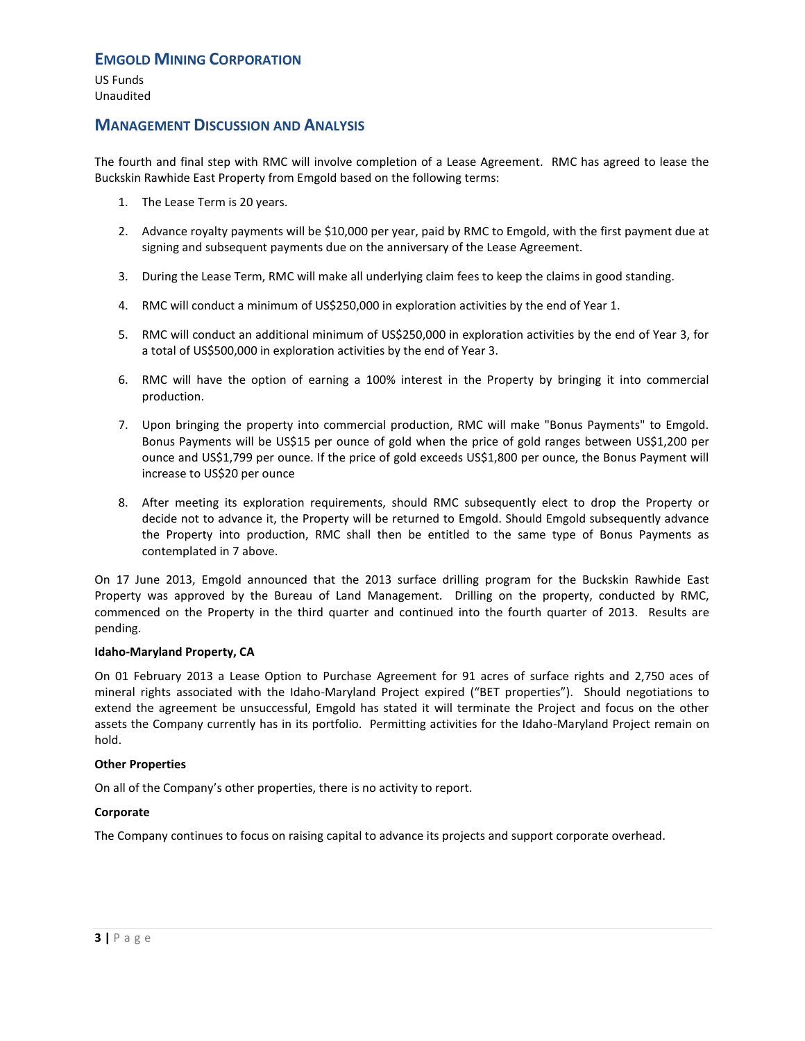The fourth and final step with RMC will involve completion of a Lease Agreement. RMC has agreed to lease the Buckskin Rawhide East Property from Emgold based on the following terms:

1. The Lease Term is 20 years.

2. Advance royalty payments will be $10,000 per year, paid by RMC to Emgold, with the first payment due at signing and subsequent payments due on the anniversary of the Lease Agreement.

3. During the Lease Term, RMC will make all underlying claim fees to keep the claims in good standing.

4. RMC will conduct a minimum of US$250,000 in exploration activities by the end of Year 1.

5. RMC will conduct an additional minimum of US$250,000 in exploration activities by the end of Year 3, for a total of US$500,000 in exploration activities by the end of Year 3.

6. RMC will have the option of earning a 100% interest in the Property by bringing it into commercial production.

7. Upon bringing the property into commercial production, RMC will make "Bonus Payments" to Emgold. Bonus Payments will be US$15 per ounce of gold when the price of gold ranges between US$1,200 per ounce and US$1,799 per ounce. If the price of gold exceeds US$1,800 per ounce, the Bonus Payment will increase to US$20 per ounce

8. After meeting its exploration requirements, should RMC subsequently elect to drop the Property or decide not to advance it, the Property will be returned to Emgold. Should Emgold subsequently advance the Property into production, RMC shall then be entitled to the same type of Bonus Payments as contemplated in 7 above.

On 17 June 2013, Emgold announced that the 2013 surface drilling program for the Buckskin Rawhide East Property was approved by the Bureau of Land Management. Drilling on the property, conducted by RMC, commenced on the Property in the third quarter and continued into the fourth quarter of 2013. Results are pending.

**Idaho-Maryland Property, CA**

On 01 February 2013 a Lease Option to Purchase Agreement for 91 acres of surface rights and 2,750 aces of mineral rights associated with the Idaho-Maryland Project expired ("BET properties"). Should negotiations to extend the agreement be unsuccessful, Emgold has stated it will terminate the Project and focus on the other assets the Company currently has in its portfolio. Permitting activities for the Idaho-Maryland Project remain on hold.

**Other Properties**

On all of the Company's other properties, there is no activity to report.

**Corporate**

The Company continues to focus on raising capital to advance its projects and support corporate overhead.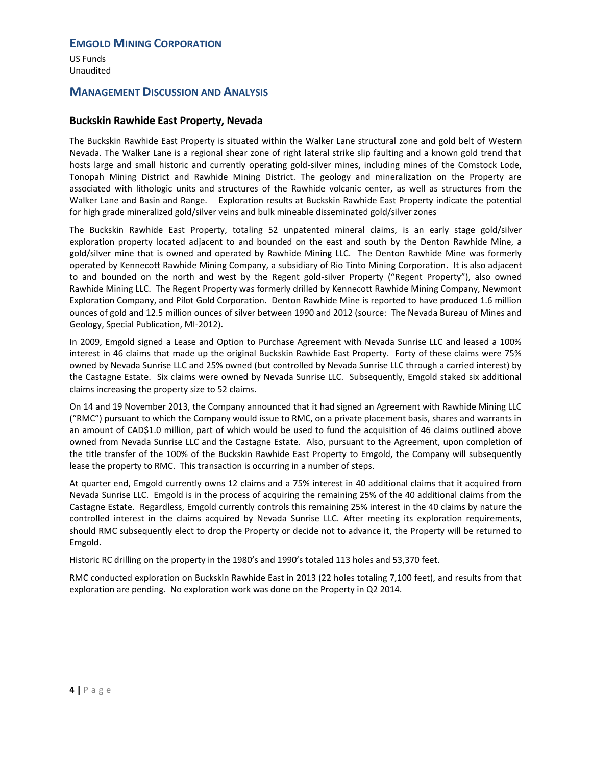# EMGOLD MINING CORPORATION

US Funds
Unaudited

## MANAGEMENT DISCUSSION AND ANALYSIS

### Buckskin Rawhide East Property, Nevada

The Buckskin Rawhide East Property is situated within the Walker Lane structural zone and gold belt of Western Nevada. The Walker Lane is a regional shear zone of right lateral strike slip faulting and a known gold trend that hosts large and small historic and currently operating gold-silver mines, including mines of the Comstock Lode, Tonopah Mining District and Rawhide Mining District. The geology and mineralization on the Property are associated with lithologic units and structures of the Rawhide volcanic center, as well as structures from the Walker Lane and Basin and Range. Exploration results at Buckskin Rawhide East Property indicate the potential for high grade mineralized gold/silver veins and bulk mineable disseminated gold/silver zones

The Buckskin Rawhide East Property, totaling 52 unpatented mineral claims, is an early stage gold/silver exploration property located adjacent to and bounded on the east and south by the Denton Rawhide Mine, a gold/silver mine that is owned and operated by Rawhide Mining LLC. The Denton Rawhide Mine was formerly operated by Kennecott Rawhide Mining Company, a subsidiary of Rio Tinto Mining Corporation. It is also adjacent to and bounded on the north and west by the Regent gold-silver Property ("Regent Property"), also owned Rawhide Mining LLC. The Regent Property was formerly drilled by Kennecott Rawhide Mining Company, Newmont Exploration Company, and Pilot Gold Corporation. Denton Rawhide Mine is reported to have produced 1.6 million ounces of gold and 12.5 million ounces of silver between 1990 and 2012 (source: The Nevada Bureau of Mines and Geology, Special Publication, MI-2012).

In 2009, Emgold signed a Lease and Option to Purchase Agreement with Nevada Sunrise LLC and leased a 100% interest in 46 claims that made up the original Buckskin Rawhide East Property. Forty of these claims were 75% owned by Nevada Sunrise LLC and 25% owned (but controlled by Nevada Sunrise LLC through a carried interest) by the Castagne Estate. Six claims were owned by Nevada Sunrise LLC. Subsequently, Emgold staked six additional claims increasing the property size to 52 claims.

On 14 and 19 November 2013, the Company announced that it had signed an Agreement with Rawhide Mining LLC ("RMC") pursuant to which the Company would issue to RMC, on a private placement basis, shares and warrants in an amount of CAD$1.0 million, part of which would be used to fund the acquisition of 46 claims outlined above owned from Nevada Sunrise LLC and the Castagne Estate. Also, pursuant to the Agreement, upon completion of the title transfer of the 100% of the Buckskin Rawhide East Property to Emgold, the Company will subsequently lease the property to RMC. This transaction is occurring in a number of steps.

At quarter end, Emgold currently owns 12 claims and a 75% interest in 40 additional claims that it acquired from Nevada Sunrise LLC. Emgold is in the process of acquiring the remaining 25% of the 40 additional claims from the Castagne Estate. Regardless, Emgold currently controls this remaining 25% interest in the 40 claims by nature the controlled interest in the claims acquired by Nevada Sunrise LLC. After meeting its exploration requirements, should RMC subsequently elect to drop the Property or decide not to advance it, the Property will be returned to Emgold.

Historic RC drilling on the property in the 1980's and 1990's totaled 113 holes and 53,370 feet.

RMC conducted exploration on Buckskin Rawhide East in 2013 (22 holes totaling 7,100 feet), and results from that exploration are pending. No exploration work was done on the Property in Q2 2014.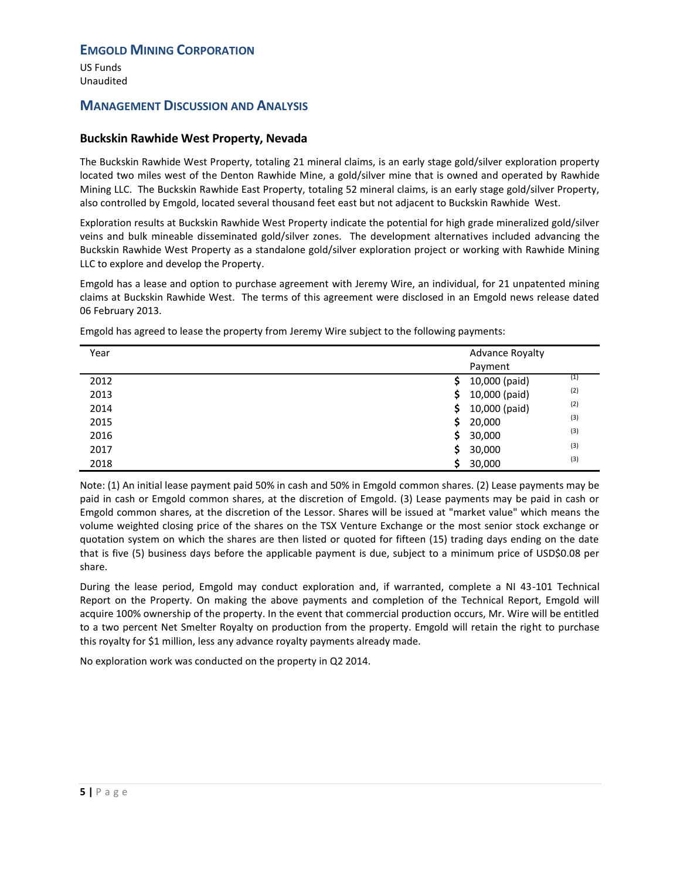## Buckskin Rawhide West Property, Nevada

The Buckskin Rawhide West Property, totaling 21 mineral claims, is an early stage gold/silver exploration property located two miles west of the Denton Rawhide Mine, a gold/silver mine that is owned and operated by Rawhide Mining LLC. The Buckskin Rawhide East Property, totaling 52 mineral claims, is an early stage gold/silver Property, also controlled by Emgold, located several thousand feet east but not adjacent to Buckskin Rawhide West.

Exploration results at Buckskin Rawhide West Property indicate the potential for high grade mineralized gold/silver veins and bulk mineable disseminated gold/silver zones. The development alternatives included advancing the Buckskin Rawhide West Property as a standalone gold/silver exploration project or working with Rawhide Mining LLC to explore and develop the Property.

Emgold has a lease and option to purchase agreement with Jeremy Wire, an individual, for 21 unpatented mining claims at Buckskin Rawhide West. The terms of this agreement were disclosed in an Emgold news release dated 06 February 2013.

Emgold has agreed to lease the property from Jeremy Wire subject to the following payments:

| Year | Advance Royalty Payment | |
|---|---|---|
| 2012 | $ 10,000 (paid) | (1) |
| 2013 | $ 10,000 (paid) | (2) |
| 2014 | $ 10,000 (paid) | (2) |
| 2015 | $ 20,000 | (3) |
| 2016 | $ 30,000 | (3) |
| 2017 | $ 30,000 | (3) |
| 2018 | $ 30,000 | (3) |

Note: (1) An initial lease payment paid 50% in cash and 50% in Emgold common shares. (2) Lease payments may be paid in cash or Emgold common shares, at the discretion of Emgold. (3) Lease payments may be paid in cash or Emgold common shares, at the discretion of the Lessor. Shares will be issued at "market value" which means the volume weighted closing price of the shares on the TSX Venture Exchange or the most senior stock exchange or quotation system on which the shares are then listed or quoted for fifteen (15) trading days ending on the date that is five (5) business days before the applicable payment is due, subject to a minimum price of USD$0.08 per share.

During the lease period, Emgold may conduct exploration and, if warranted, complete a NI 43-101 Technical Report on the Property. On making the above payments and completion of the Technical Report, Emgold will acquire 100% ownership of the property. In the event that commercial production occurs, Mr. Wire will be entitled to a two percent Net Smelter Royalty on production from the property. Emgold will retain the right to purchase this royalty for $1 million, less any advance royalty payments already made.

No exploration work was conducted on the property in Q2 2014.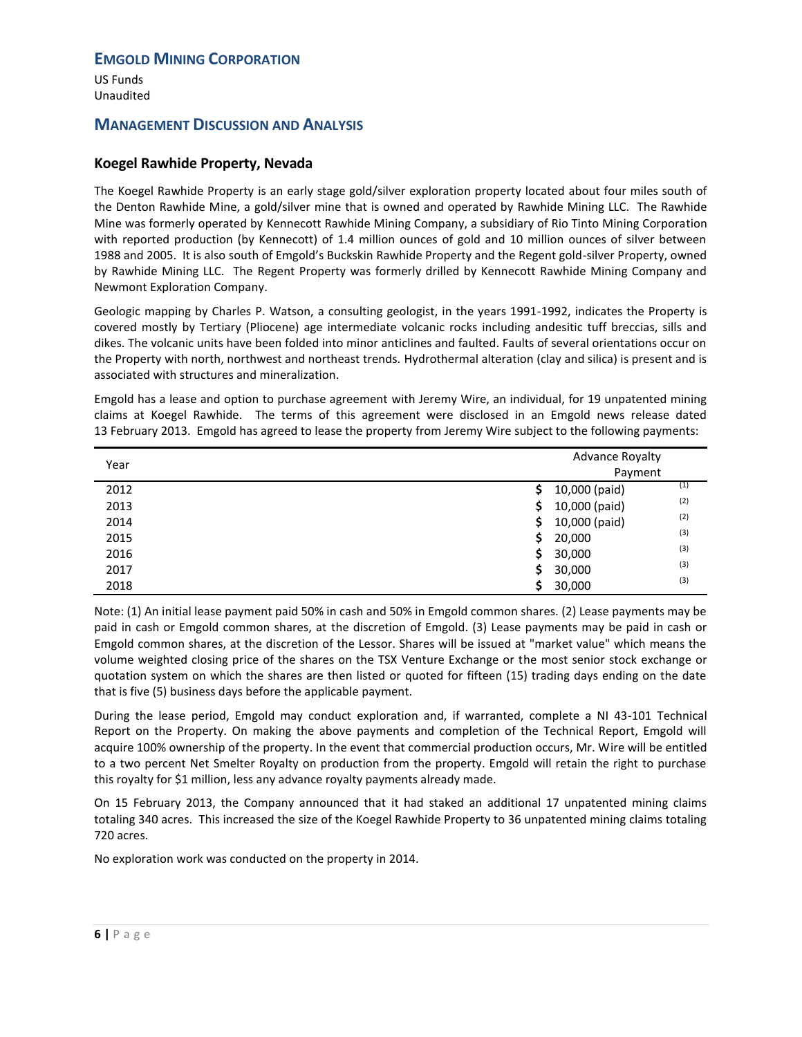# EMGOLD MINING CORPORATION

US Funds
Unaudited

## MANAGEMENT DISCUSSION AND ANALYSIS

### Koegel Rawhide Property, Nevada

The Koegel Rawhide Property is an early stage gold/silver exploration property located about four miles south of the Denton Rawhide Mine, a gold/silver mine that is owned and operated by Rawhide Mining LLC. The Rawhide Mine was formerly operated by Kennecott Rawhide Mining Company, a subsidiary of Rio Tinto Mining Corporation with reported production (by Kennecott) of 1.4 million ounces of gold and 10 million ounces of silver between 1988 and 2005. It is also south of Emgold's Buckskin Rawhide Property and the Regent gold-silver Property, owned by Rawhide Mining LLC. The Regent Property was formerly drilled by Kennecott Rawhide Mining Company and Newmont Exploration Company.

Geologic mapping by Charles P. Watson, a consulting geologist, in the years 1991-1992, indicates the Property is covered mostly by Tertiary (Pliocene) age intermediate volcanic rocks including andesitic tuff breccias, sills and dikes. The volcanic units have been folded into minor anticlines and faulted. Faults of several orientations occur on the Property with north, northwest and northeast trends. Hydrothermal alteration (clay and silica) is present and is associated with structures and mineralization.

Emgold has a lease and option to purchase agreement with Jeremy Wire, an individual, for 19 unpatented mining claims at Koegel Rawhide. The terms of this agreement were disclosed in an Emgold news release dated 13 February 2013. Emgold has agreed to lease the property from Jeremy Wire subject to the following payments:

| Year | Advance Royalty Payment | |
|---|---|---|
| 2012 | $ 10,000 (paid) | (1) |
| 2013 | $ 10,000 (paid) | (2) |
| 2014 | $ 10,000 (paid) | (2) |
| 2015 | $ 20,000 | (3) |
| 2016 | $ 30,000 | (3) |
| 2017 | $ 30,000 | (3) |
| 2018 | $ 30,000 | (3) |

Note: (1) An initial lease payment paid 50% in cash and 50% in Emgold common shares. (2) Lease payments may be paid in cash or Emgold common shares, at the discretion of Emgold. (3) Lease payments may be paid in cash or Emgold common shares, at the discretion of the Lessor. Shares will be issued at "market value" which means the volume weighted closing price of the shares on the TSX Venture Exchange or the most senior stock exchange or quotation system on which the shares are then listed or quoted for fifteen (15) trading days ending on the date that is five (5) business days before the applicable payment.

During the lease period, Emgold may conduct exploration and, if warranted, complete a NI 43-101 Technical Report on the Property. On making the above payments and completion of the Technical Report, Emgold will acquire 100% ownership of the property. In the event that commercial production occurs, Mr. Wire will be entitled to a two percent Net Smelter Royalty on production from the property. Emgold will retain the right to purchase this royalty for $1 million, less any advance royalty payments already made.

On 15 February 2013, the Company announced that it had staked an additional 17 unpatented mining claims totaling 340 acres. This increased the size of the Koegel Rawhide Property to 36 unpatented mining claims totaling 720 acres.

No exploration work was conducted on the property in 2014.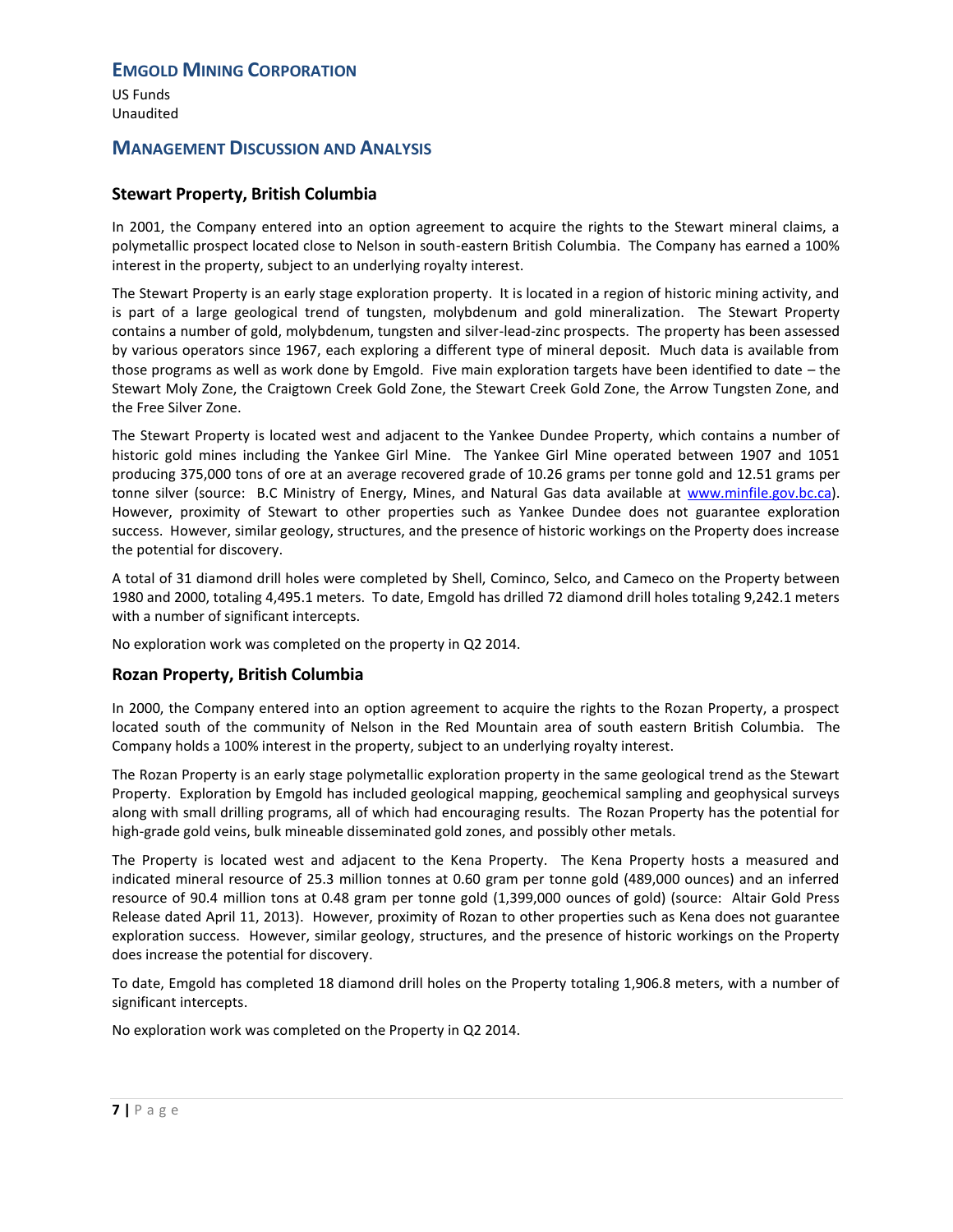## Stewart Property, British Columbia

In 2001, the Company entered into an option agreement to acquire the rights to the Stewart mineral claims, a polymetallic prospect located close to Nelson in south-eastern British Columbia. The Company has earned a 100% interest in the property, subject to an underlying royalty interest.

The Stewart Property is an early stage exploration property. It is located in a region of historic mining activity, and is part of a large geological trend of tungsten, molybdenum and gold mineralization. The Stewart Property contains a number of gold, molybdenum, tungsten and silver-lead-zinc prospects. The property has been assessed by various operators since 1967, each exploring a different type of mineral deposit. Much data is available from those programs as well as work done by Emgold. Five main exploration targets have been identified to date – the Stewart Moly Zone, the Craigtown Creek Gold Zone, the Stewart Creek Gold Zone, the Arrow Tungsten Zone, and the Free Silver Zone.

The Stewart Property is located west and adjacent to the Yankee Dundee Property, which contains a number of historic gold mines including the Yankee Girl Mine. The Yankee Girl Mine operated between 1907 and 1051 producing 375,000 tons of ore at an average recovered grade of 10.26 grams per tonne gold and 12.51 grams per tonne silver (source: B.C Ministry of Energy, Mines, and Natural Gas data available at www.minfile.gov.bc.ca). However, proximity of Stewart to other properties such as Yankee Dundee does not guarantee exploration success. However, similar geology, structures, and the presence of historic workings on the Property does increase the potential for discovery.

A total of 31 diamond drill holes were completed by Shell, Cominco, Selco, and Cameco on the Property between 1980 and 2000, totaling 4,495.1 meters. To date, Emgold has drilled 72 diamond drill holes totaling 9,242.1 meters with a number of significant intercepts.

No exploration work was completed on the property in Q2 2014.

## Rozan Property, British Columbia

In 2000, the Company entered into an option agreement to acquire the rights to the Rozan Property, a prospect located south of the community of Nelson in the Red Mountain area of south eastern British Columbia. The Company holds a 100% interest in the property, subject to an underlying royalty interest.

The Rozan Property is an early stage polymetallic exploration property in the same geological trend as the Stewart Property. Exploration by Emgold has included geological mapping, geochemical sampling and geophysical surveys along with small drilling programs, all of which had encouraging results. The Rozan Property has the potential for high-grade gold veins, bulk mineable disseminated gold zones, and possibly other metals.

The Property is located west and adjacent to the Kena Property. The Kena Property hosts a measured and indicated mineral resource of 25.3 million tonnes at 0.60 gram per tonne gold (489,000 ounces) and an inferred resource of 90.4 million tons at 0.48 gram per tonne gold (1,399,000 ounces of gold) (source: Altair Gold Press Release dated April 11, 2013). However, proximity of Rozan to other properties such as Kena does not guarantee exploration success. However, similar geology, structures, and the presence of historic workings on the Property does increase the potential for discovery.

To date, Emgold has completed 18 diamond drill holes on the Property totaling 1,906.8 meters, with a number of significant intercepts.

No exploration work was completed on the Property in Q2 2014.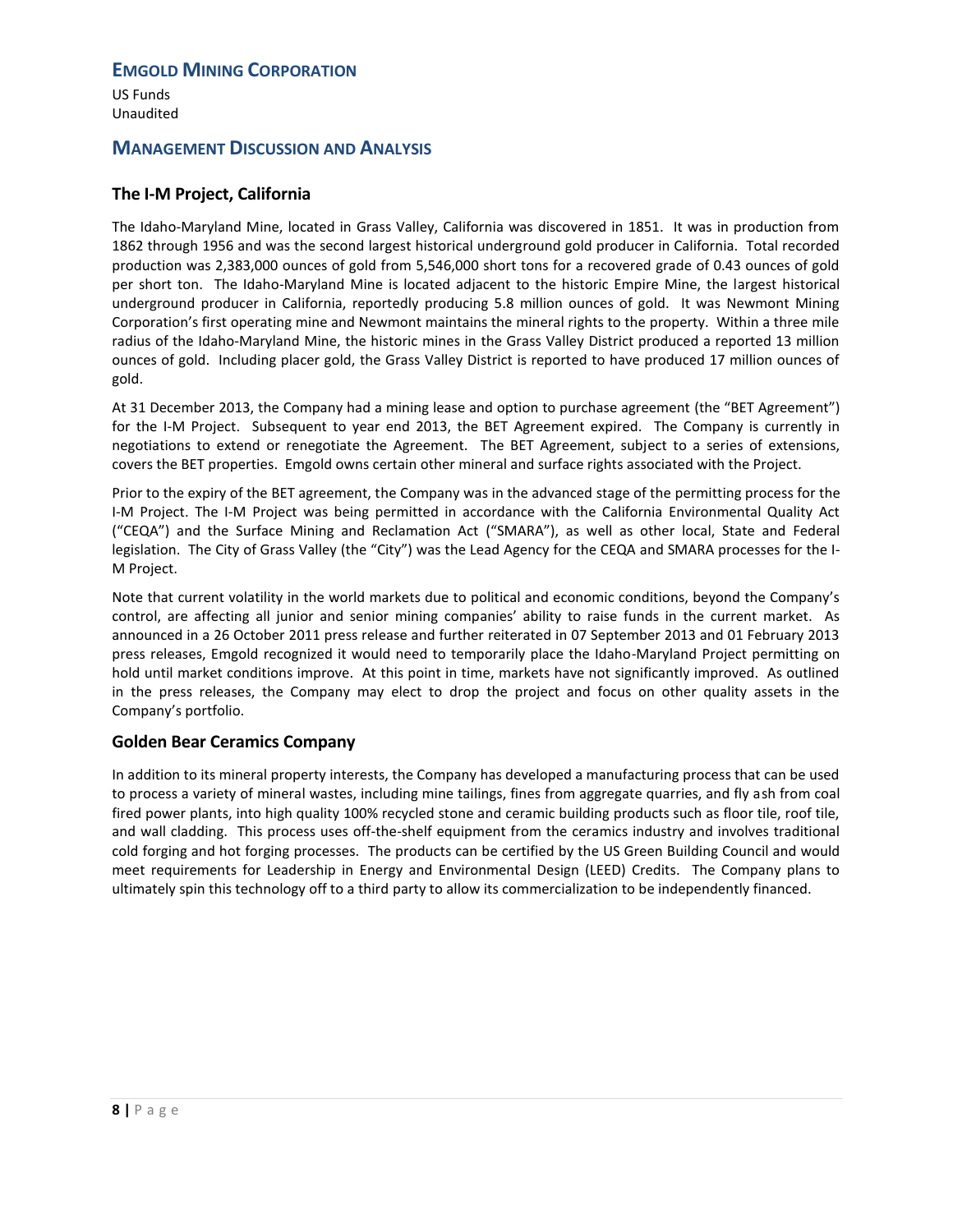# EMGOLD MINING CORPORATION

US Funds
Unaudited

## MANAGEMENT DISCUSSION AND ANALYSIS

### The I-M Project, California

The Idaho-Maryland Mine, located in Grass Valley, California was discovered in 1851. It was in production from 1862 through 1956 and was the second largest historical underground gold producer in California. Total recorded production was 2,383,000 ounces of gold from 5,546,000 short tons for a recovered grade of 0.43 ounces of gold per short ton. The Idaho-Maryland Mine is located adjacent to the historic Empire Mine, the largest historical underground producer in California, reportedly producing 5.8 million ounces of gold. It was Newmont Mining Corporation's first operating mine and Newmont maintains the mineral rights to the property. Within a three mile radius of the Idaho-Maryland Mine, the historic mines in the Grass Valley District produced a reported 13 million ounces of gold. Including placer gold, the Grass Valley District is reported to have produced 17 million ounces of gold.

At 31 December 2013, the Company had a mining lease and option to purchase agreement (the "BET Agreement") for the I-M Project. Subsequent to year end 2013, the BET Agreement expired. The Company is currently in negotiations to extend or renegotiate the Agreement. The BET Agreement, subject to a series of extensions, covers the BET properties. Emgold owns certain other mineral and surface rights associated with the Project.

Prior to the expiry of the BET agreement, the Company was in the advanced stage of the permitting process for the I-M Project. The I-M Project was being permitted in accordance with the California Environmental Quality Act ("CEQA") and the Surface Mining and Reclamation Act ("SMARA"), as well as other local, State and Federal legislation. The City of Grass Valley (the "City") was the Lead Agency for the CEQA and SMARA processes for the I-M Project.

Note that current volatility in the world markets due to political and economic conditions, beyond the Company's control, are affecting all junior and senior mining companies' ability to raise funds in the current market. As announced in a 26 October 2011 press release and further reiterated in 07 September 2013 and 01 February 2013 press releases, Emgold recognized it would need to temporarily place the Idaho-Maryland Project permitting on hold until market conditions improve. At this point in time, markets have not significantly improved. As outlined in the press releases, the Company may elect to drop the project and focus on other quality assets in the Company's portfolio.

### Golden Bear Ceramics Company

In addition to its mineral property interests, the Company has developed a manufacturing process that can be used to process a variety of mineral wastes, including mine tailings, fines from aggregate quarries, and fly ash from coal fired power plants, into high quality 100% recycled stone and ceramic building products such as floor tile, roof tile, and wall cladding. This process uses off-the-shelf equipment from the ceramics industry and involves traditional cold forging and hot forging processes. The products can be certified by the US Green Building Council and would meet requirements for Leadership in Energy and Environmental Design (LEED) Credits. The Company plans to ultimately spin this technology off to a third party to allow its commercialization to be independently financed.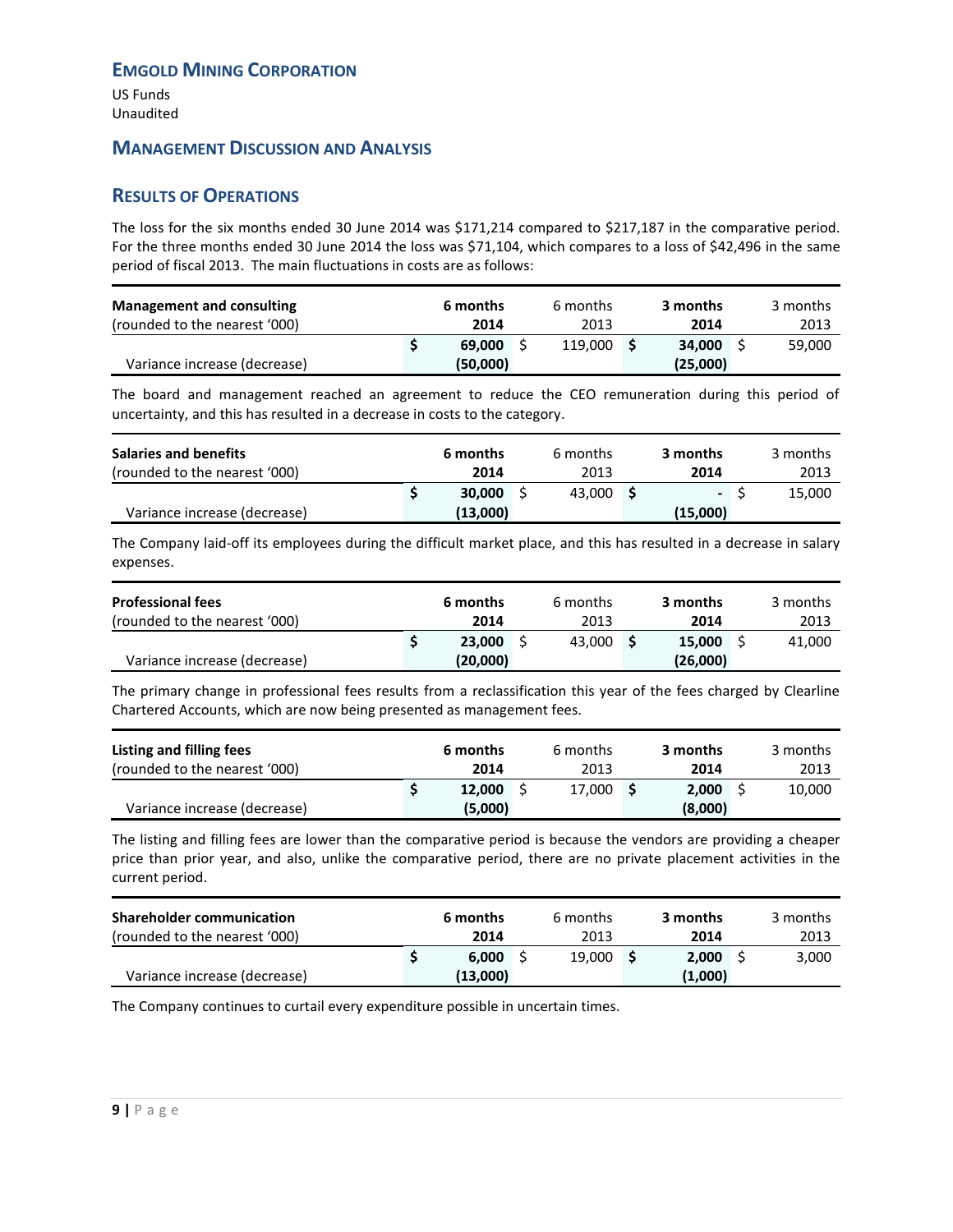## EMGOLD MINING CORPORATION

US Funds
Unaudited

## MANAGEMENT DISCUSSION AND ANALYSIS

## RESULTS OF OPERATIONS

The loss for the six months ended 30 June 2014 was $171,214 compared to $217,187 in the comparative period. For the three months ended 30 June 2014 the loss was $71,104, which compares to a loss of $42,496 in the same period of fiscal 2013. The main fluctuations in costs are as follows:

| **Management and consulting** (rounded to the nearest '000) | **6 months 2014** | 6 months 2013 | **3 months 2014** | 3 months 2013 |
|---|---|---|---|---|
| | **$ 69,000** | $ 119,000 | **$ 34,000** | $ 59,000 |
| Variance increase (decrease) | **(50,000)** | | **(25,000)** | |

The board and management reached an agreement to reduce the CEO remuneration during this period of uncertainty, and this has resulted in a decrease in costs to the category.

| **Salaries and benefits** (rounded to the nearest '000) | **6 months 2014** | 6 months 2013 | **3 months 2014** | 3 months 2013 |
|---|---|---|---|---|
| | **$ 30,000** | $ 43,000 | **$ -** | $ 15,000 |
| Variance increase (decrease) | **(13,000)** | | **(15,000)** | |

The Company laid-off its employees during the difficult market place, and this has resulted in a decrease in salary expenses.

| **Professional fees** (rounded to the nearest '000) | **6 months 2014** | 6 months 2013 | **3 months 2014** | 3 months 2013 |
|---|---|---|---|---|
| | **$ 23,000** | $ 43,000 | **$ 15,000** | $ 41,000 |
| Variance increase (decrease) | **(20,000)** | | **(26,000)** | |

The primary change in professional fees results from a reclassification this year of the fees charged by Clearline Chartered Accounts, which are now being presented as management fees.

| **Listing and filling fees** (rounded to the nearest '000) | **6 months 2014** | 6 months 2013 | **3 months 2014** | 3 months 2013 |
|---|---|---|---|---|
| | **$ 12,000** | $ 17,000 | **$ 2,000** | $ 10,000 |
| Variance increase (decrease) | **(5,000)** | | **(8,000)** | |

The listing and filling fees are lower than the comparative period is because the vendors are providing a cheaper price than prior year, and also, unlike the comparative period, there are no private placement activities in the current period.

| **Shareholder communication** (rounded to the nearest '000) | **6 months 2014** | 6 months 2013 | **3 months 2014** | 3 months 2013 |
|---|---|---|---|---|
| | **$ 6,000** | $ 19,000 | **$ 2,000** | $ 3,000 |
| Variance increase (decrease) | **(13,000)** | | **(1,000)** | |

The Company continues to curtail every expenditure possible in uncertain times.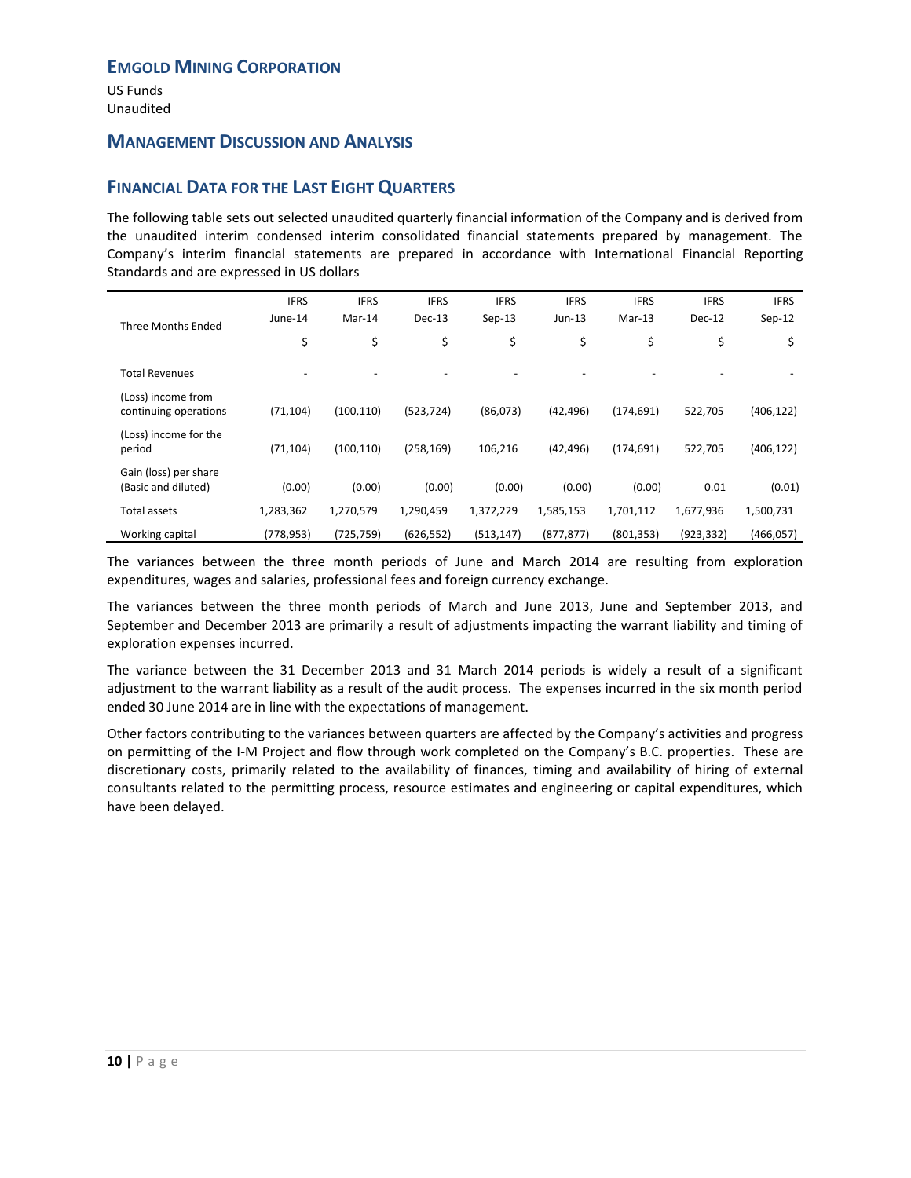# EMGOLD MINING CORPORATION

US Funds
Unaudited

## MANAGEMENT DISCUSSION AND ANALYSIS

## FINANCIAL DATA FOR THE LAST EIGHT QUARTERS

The following table sets out selected unaudited quarterly financial information of the Company and is derived from the unaudited interim condensed interim consolidated financial statements prepared by management. The Company's interim financial statements are prepared in accordance with International Financial Reporting Standards and are expressed in US dollars

| Three Months Ended | IFRS June-14 $ | IFRS Mar-14 $ | IFRS Dec-13 $ | IFRS Sep-13 $ | IFRS Jun-13 $ | IFRS Mar-13 $ | IFRS Dec-12 $ | IFRS Sep-12 $ |
|---|---|---|---|---|---|---|---|---|
| Total Revenues | - | - | - | - | - | - | - | - |
| (Loss) income from continuing operations | (71,104) | (100,110) | (523,724) | (86,073) | (42,496) | (174,691) | 522,705 | (406,122) |
| (Loss) income for the period | (71,104) | (100,110) | (258,169) | 106,216 | (42,496) | (174,691) | 522,705 | (406,122) |
| Gain (loss) per share (Basic and diluted) | (0.00) | (0.00) | (0.00) | (0.00) | (0.00) | (0.00) | 0.01 | (0.01) |
| Total assets | 1,283,362 | 1,270,579 | 1,290,459 | 1,372,229 | 1,585,153 | 1,701,112 | 1,677,936 | 1,500,731 |
| Working capital | (778,953) | (725,759) | (626,552) | (513,147) | (877,877) | (801,353) | (923,332) | (466,057) |

The variances between the three month periods of June and March 2014 are resulting from exploration expenditures, wages and salaries, professional fees and foreign currency exchange.

The variances between the three month periods of March and June 2013, June and September 2013, and September and December 2013 are primarily a result of adjustments impacting the warrant liability and timing of exploration expenses incurred.

The variance between the 31 December 2013 and 31 March 2014 periods is widely a result of a significant adjustment to the warrant liability as a result of the audit process. The expenses incurred in the six month period ended 30 June 2014 are in line with the expectations of management.

Other factors contributing to the variances between quarters are affected by the Company's activities and progress on permitting of the I-M Project and flow through work completed on the Company's B.C. properties. These are discretionary costs, primarily related to the availability of finances, timing and availability of hiring of external consultants related to the permitting process, resource estimates and engineering or capital expenditures, which have been delayed.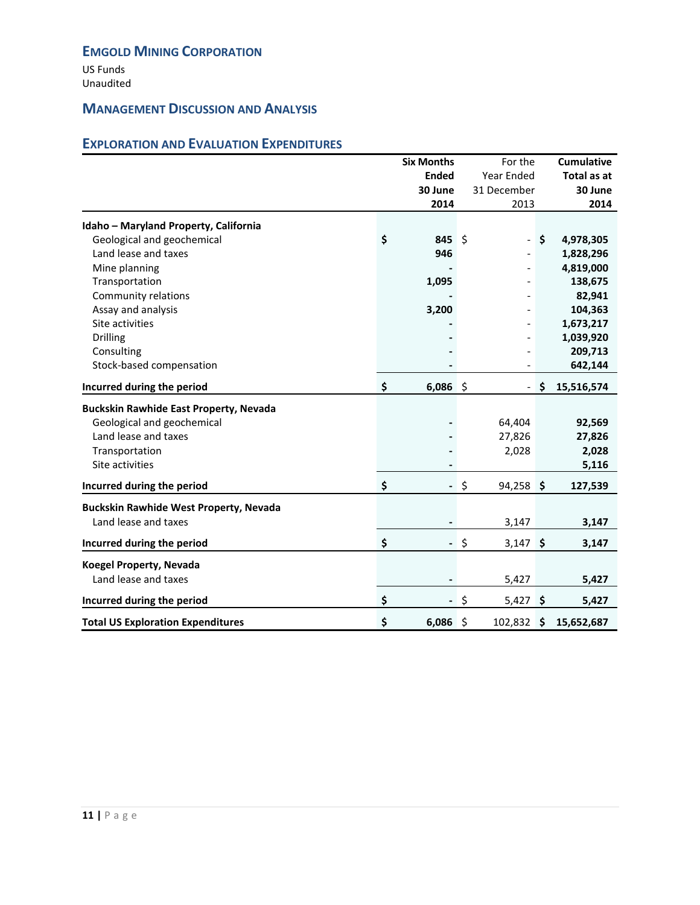## EMGOLD MINING CORPORATION

US Funds
Unaudited

## MANAGEMENT DISCUSSION AND ANALYSIS

### EXPLORATION AND EVALUATION EXPENDITURES

| | Six Months Ended 30 June 2014 | For the Year Ended 31 December 2013 | Cumulative Total as at 30 June 2014 |
|---|---|---|---|
| **Idaho – Maryland Property, California** | | | |
| Geological and geochemical | $ 845 | $ - | $ 4,978,305 |
| Land lease and taxes | 946 | - | 1,828,296 |
| Mine planning | - | - | 4,819,000 |
| Transportation | 1,095 | - | 138,675 |
| Community relations | - | - | 82,941 |
| Assay and analysis | 3,200 | - | 104,363 |
| Site activities | - | - | 1,673,217 |
| Drilling | - | - | 1,039,920 |
| Consulting | - | - | 209,713 |
| Stock-based compensation | - | - | 642,144 |
| **Incurred during the period** | $ 6,086 | $ - | $ 15,516,574 |
| **Buckskin Rawhide East Property, Nevada** | | | |
| Geological and geochemical | - | 64,404 | 92,569 |
| Land lease and taxes | - | 27,826 | 27,826 |
| Transportation | - | 2,028 | 2,028 |
| Site activities | - | | 5,116 |
| **Incurred during the period** | $ - | $ 94,258 | $ 127,539 |
| **Buckskin Rawhide West Property, Nevada** | | | |
| Land lease and taxes | - | 3,147 | 3,147 |
| **Incurred during the period** | $ - | $ 3,147 | $ 3,147 |
| **Koegel Property, Nevada** | | | |
| Land lease and taxes | - | 5,427 | 5,427 |
| **Incurred during the period** | $ - | $ 5,427 | $ 5,427 |
| **Total US Exploration Expenditures** | $ 6,086 | $ 102,832 | $ 15,652,687 |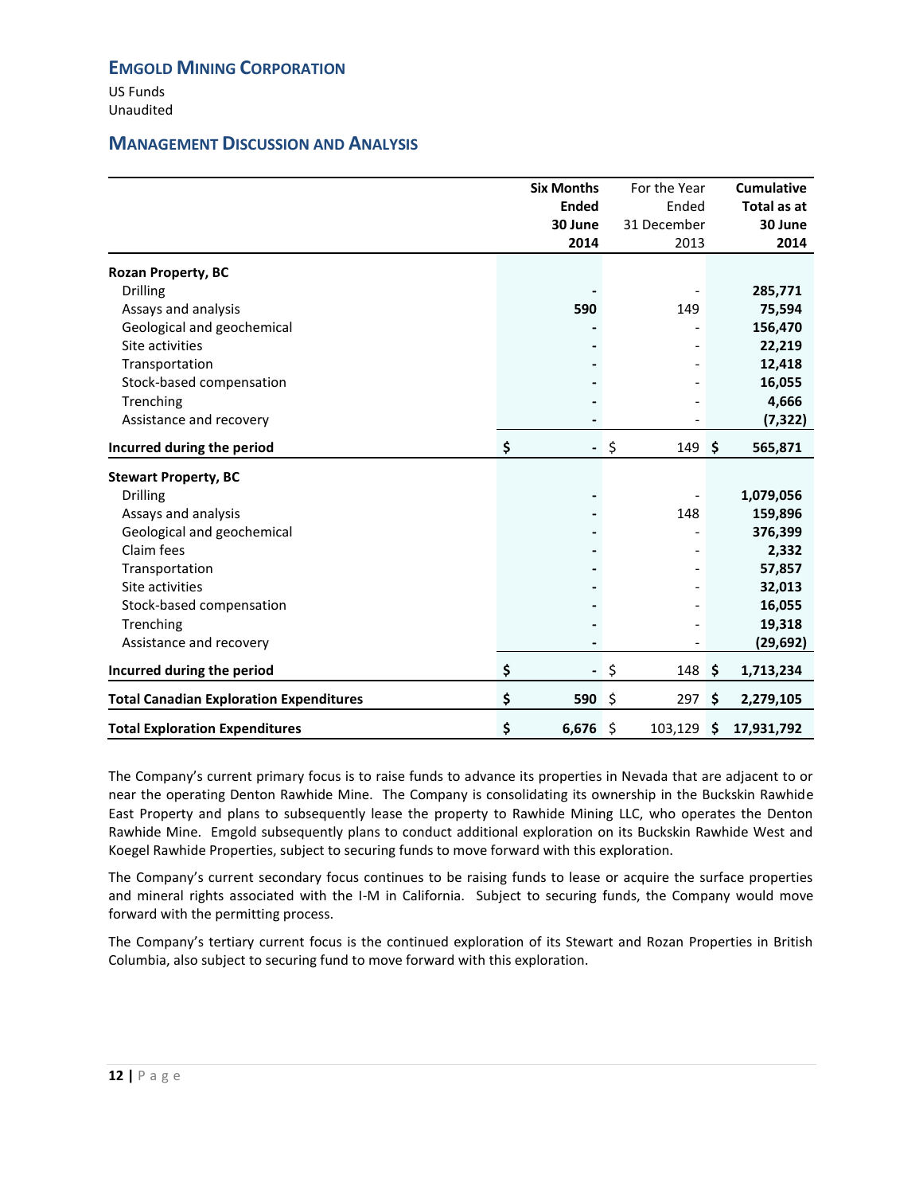**EMGOLD MINING CORPORATION**

US Funds
Unaudited

## MANAGEMENT DISCUSSION AND ANALYSIS

| | Six Months Ended 30 June 2014 | For the Year Ended 31 December 2013 | Cumulative Total as at 30 June 2014 |
|---|---|---|---|
| **Rozan Property, BC** | | | |
| Drilling | - | - | 285,771 |
| Assays and analysis | 590 | 149 | 75,594 |
| Geological and geochemical | - | - | 156,470 |
| Site activities | - | - | 22,219 |
| Transportation | - | - | 12,418 |
| Stock-based compensation | - | - | 16,055 |
| Trenching | - | - | 4,666 |
| Assistance and recovery | - | - | (7,322) |
| **Incurred during the period** | $ - | $ 149 | $ 565,871 |
| **Stewart Property, BC** | | | |
| Drilling | - | - | 1,079,056 |
| Assays and analysis | - | 148 | 159,896 |
| Geological and geochemical | - | - | 376,399 |
| Claim fees | - | - | 2,332 |
| Transportation | - | - | 57,857 |
| Site activities | - | - | 32,013 |
| Stock-based compensation | - | - | 16,055 |
| Trenching | - | - | 19,318 |
| Assistance and recovery | - | - | (29,692) |
| **Incurred during the period** | $ - | $ 148 | $ 1,713,234 |
| **Total Canadian Exploration Expenditures** | $ 590 | $ 297 | $ 2,279,105 |
| **Total Exploration Expenditures** | $ 6,676 | $ 103,129 | $ 17,931,792 |

The Company's current primary focus is to raise funds to advance its properties in Nevada that are adjacent to or near the operating Denton Rawhide Mine. The Company is consolidating its ownership in the Buckskin Rawhide East Property and plans to subsequently lease the property to Rawhide Mining LLC, who operates the Denton Rawhide Mine. Emgold subsequently plans to conduct additional exploration on its Buckskin Rawhide West and Koegel Rawhide Properties, subject to securing funds to move forward with this exploration.

The Company's current secondary focus continues to be raising funds to lease or acquire the surface properties and mineral rights associated with the I-M in California. Subject to securing funds, the Company would move forward with the permitting process.

The Company's tertiary current focus is the continued exploration of its Stewart and Rozan Properties in British Columbia, also subject to securing fund to move forward with this exploration.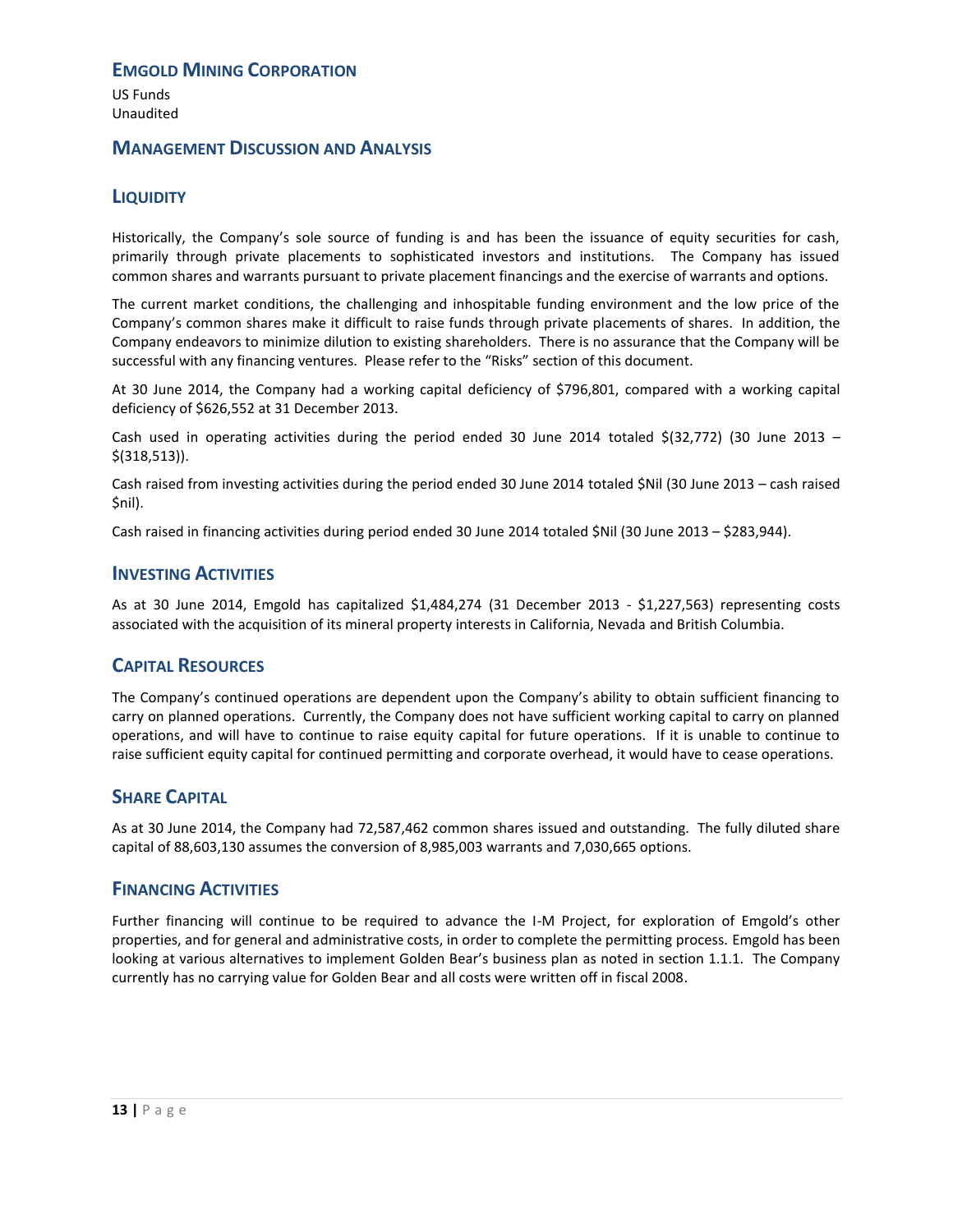**EMGOLD MINING CORPORATION**

US Funds
Unaudited

## MANAGEMENT DISCUSSION AND ANALYSIS

## LIQUIDITY

Historically, the Company's sole source of funding is and has been the issuance of equity securities for cash, primarily through private placements to sophisticated investors and institutions. The Company has issued common shares and warrants pursuant to private placement financings and the exercise of warrants and options.

The current market conditions, the challenging and inhospitable funding environment and the low price of the Company's common shares make it difficult to raise funds through private placements of shares. In addition, the Company endeavors to minimize dilution to existing shareholders. There is no assurance that the Company will be successful with any financing ventures. Please refer to the "Risks" section of this document.

At 30 June 2014, the Company had a working capital deficiency of $796,801, compared with a working capital deficiency of $626,552 at 31 December 2013.

Cash used in operating activities during the period ended 30 June 2014 totaled $(32,772) (30 June 2013 – $(318,513)).

Cash raised from investing activities during the period ended 30 June 2014 totaled $Nil (30 June 2013 – cash raised $nil).

Cash raised in financing activities during period ended 30 June 2014 totaled $Nil (30 June 2013 – $283,944).

## INVESTING ACTIVITIES

As at 30 June 2014, Emgold has capitalized $1,484,274 (31 December 2013 - $1,227,563) representing costs associated with the acquisition of its mineral property interests in California, Nevada and British Columbia.

## CAPITAL RESOURCES

The Company's continued operations are dependent upon the Company's ability to obtain sufficient financing to carry on planned operations. Currently, the Company does not have sufficient working capital to carry on planned operations, and will have to continue to raise equity capital for future operations. If it is unable to continue to raise sufficient equity capital for continued permitting and corporate overhead, it would have to cease operations.

## SHARE CAPITAL

As at 30 June 2014, the Company had 72,587,462 common shares issued and outstanding. The fully diluted share capital of 88,603,130 assumes the conversion of 8,985,003 warrants and 7,030,665 options.

## FINANCING ACTIVITIES

Further financing will continue to be required to advance the I-M Project, for exploration of Emgold's other properties, and for general and administrative costs, in order to complete the permitting process. Emgold has been looking at various alternatives to implement Golden Bear's business plan as noted in section 1.1.1. The Company currently has no carrying value for Golden Bear and all costs were written off in fiscal 2008.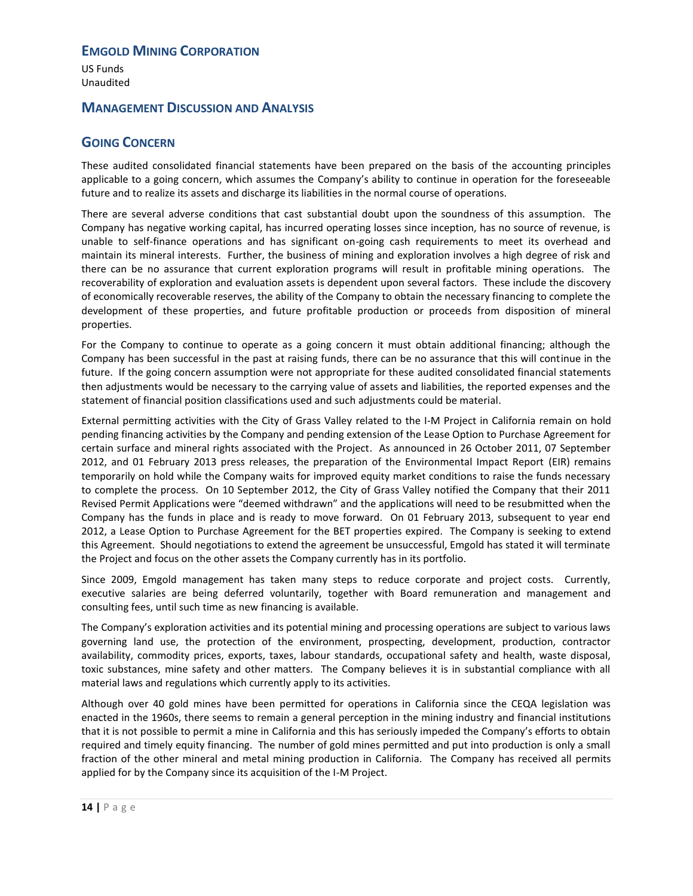# EMGOLD MINING CORPORATION

US Funds
Unaudited

## MANAGEMENT DISCUSSION AND ANALYSIS

## GOING CONCERN

These audited consolidated financial statements have been prepared on the basis of the accounting principles applicable to a going concern, which assumes the Company's ability to continue in operation for the foreseeable future and to realize its assets and discharge its liabilities in the normal course of operations.

There are several adverse conditions that cast substantial doubt upon the soundness of this assumption. The Company has negative working capital, has incurred operating losses since inception, has no source of revenue, is unable to self-finance operations and has significant on-going cash requirements to meet its overhead and maintain its mineral interests. Further, the business of mining and exploration involves a high degree of risk and there can be no assurance that current exploration programs will result in profitable mining operations. The recoverability of exploration and evaluation assets is dependent upon several factors. These include the discovery of economically recoverable reserves, the ability of the Company to obtain the necessary financing to complete the development of these properties, and future profitable production or proceeds from disposition of mineral properties.

For the Company to continue to operate as a going concern it must obtain additional financing; although the Company has been successful in the past at raising funds, there can be no assurance that this will continue in the future. If the going concern assumption were not appropriate for these audited consolidated financial statements then adjustments would be necessary to the carrying value of assets and liabilities, the reported expenses and the statement of financial position classifications used and such adjustments could be material.

External permitting activities with the City of Grass Valley related to the I-M Project in California remain on hold pending financing activities by the Company and pending extension of the Lease Option to Purchase Agreement for certain surface and mineral rights associated with the Project. As announced in 26 October 2011, 07 September 2012, and 01 February 2013 press releases, the preparation of the Environmental Impact Report (EIR) remains temporarily on hold while the Company waits for improved equity market conditions to raise the funds necessary to complete the process. On 10 September 2012, the City of Grass Valley notified the Company that their 2011 Revised Permit Applications were "deemed withdrawn" and the applications will need to be resubmitted when the Company has the funds in place and is ready to move forward. On 01 February 2013, subsequent to year end 2012, a Lease Option to Purchase Agreement for the BET properties expired. The Company is seeking to extend this Agreement. Should negotiations to extend the agreement be unsuccessful, Emgold has stated it will terminate the Project and focus on the other assets the Company currently has in its portfolio.

Since 2009, Emgold management has taken many steps to reduce corporate and project costs. Currently, executive salaries are being deferred voluntarily, together with Board remuneration and management and consulting fees, until such time as new financing is available.

The Company's exploration activities and its potential mining and processing operations are subject to various laws governing land use, the protection of the environment, prospecting, development, production, contractor availability, commodity prices, exports, taxes, labour standards, occupational safety and health, waste disposal, toxic substances, mine safety and other matters. The Company believes it is in substantial compliance with all material laws and regulations which currently apply to its activities.

Although over 40 gold mines have been permitted for operations in California since the CEQA legislation was enacted in the 1960s, there seems to remain a general perception in the mining industry and financial institutions that it is not possible to permit a mine in California and this has seriously impeded the Company's efforts to obtain required and timely equity financing. The number of gold mines permitted and put into production is only a small fraction of the other mineral and metal mining production in California. The Company has received all permits applied for by the Company since its acquisition of the I-M Project.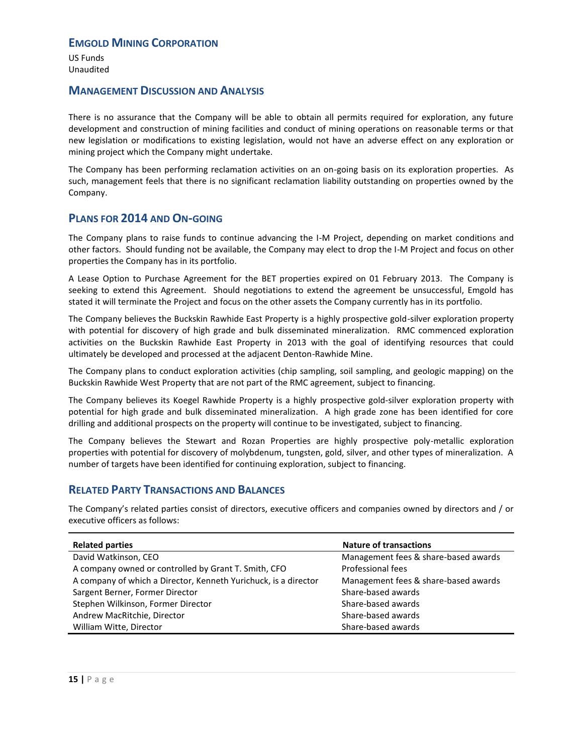There is no assurance that the Company will be able to obtain all permits required for exploration, any future development and construction of mining facilities and conduct of mining operations on reasonable terms or that new legislation or modifications to existing legislation, would not have an adverse effect on any exploration or mining project which the Company might undertake.

The Company has been performing reclamation activities on an on-going basis on its exploration properties. As such, management feels that there is no significant reclamation liability outstanding on properties owned by the Company.

## PLANS FOR 2014 AND ON-GOING

The Company plans to raise funds to continue advancing the I-M Project, depending on market conditions and other factors. Should funding not be available, the Company may elect to drop the I-M Project and focus on other properties the Company has in its portfolio.

A Lease Option to Purchase Agreement for the BET properties expired on 01 February 2013. The Company is seeking to extend this Agreement. Should negotiations to extend the agreement be unsuccessful, Emgold has stated it will terminate the Project and focus on the other assets the Company currently has in its portfolio.

The Company believes the Buckskin Rawhide East Property is a highly prospective gold-silver exploration property with potential for discovery of high grade and bulk disseminated mineralization. RMC commenced exploration activities on the Buckskin Rawhide East Property in 2013 with the goal of identifying resources that could ultimately be developed and processed at the adjacent Denton-Rawhide Mine.

The Company plans to conduct exploration activities (chip sampling, soil sampling, and geologic mapping) on the Buckskin Rawhide West Property that are not part of the RMC agreement, subject to financing.

The Company believes its Koegel Rawhide Property is a highly prospective gold-silver exploration property with potential for high grade and bulk disseminated mineralization. A high grade zone has been identified for core drilling and additional prospects on the property will continue to be investigated, subject to financing.

The Company believes the Stewart and Rozan Properties are highly prospective poly-metallic exploration properties with potential for discovery of molybdenum, tungsten, gold, silver, and other types of mineralization. A number of targets have been identified for continuing exploration, subject to financing.

## RELATED PARTY TRANSACTIONS AND BALANCES

The Company's related parties consist of directors, executive officers and companies owned by directors and / or executive officers as follows:

| Related parties | Nature of transactions |
|---|---|
| David Watkinson, CEO | Management fees & share-based awards |
| A company owned or controlled by Grant T. Smith, CFO | Professional fees |
| A company of which a Director, Kenneth Yurichuck, is a director | Management fees & share-based awards |
| Sargent Berner, Former Director | Share-based awards |
| Stephen Wilkinson, Former Director | Share-based awards |
| Andrew MacRitchie, Director | Share-based awards |
| William Witte, Director | Share-based awards |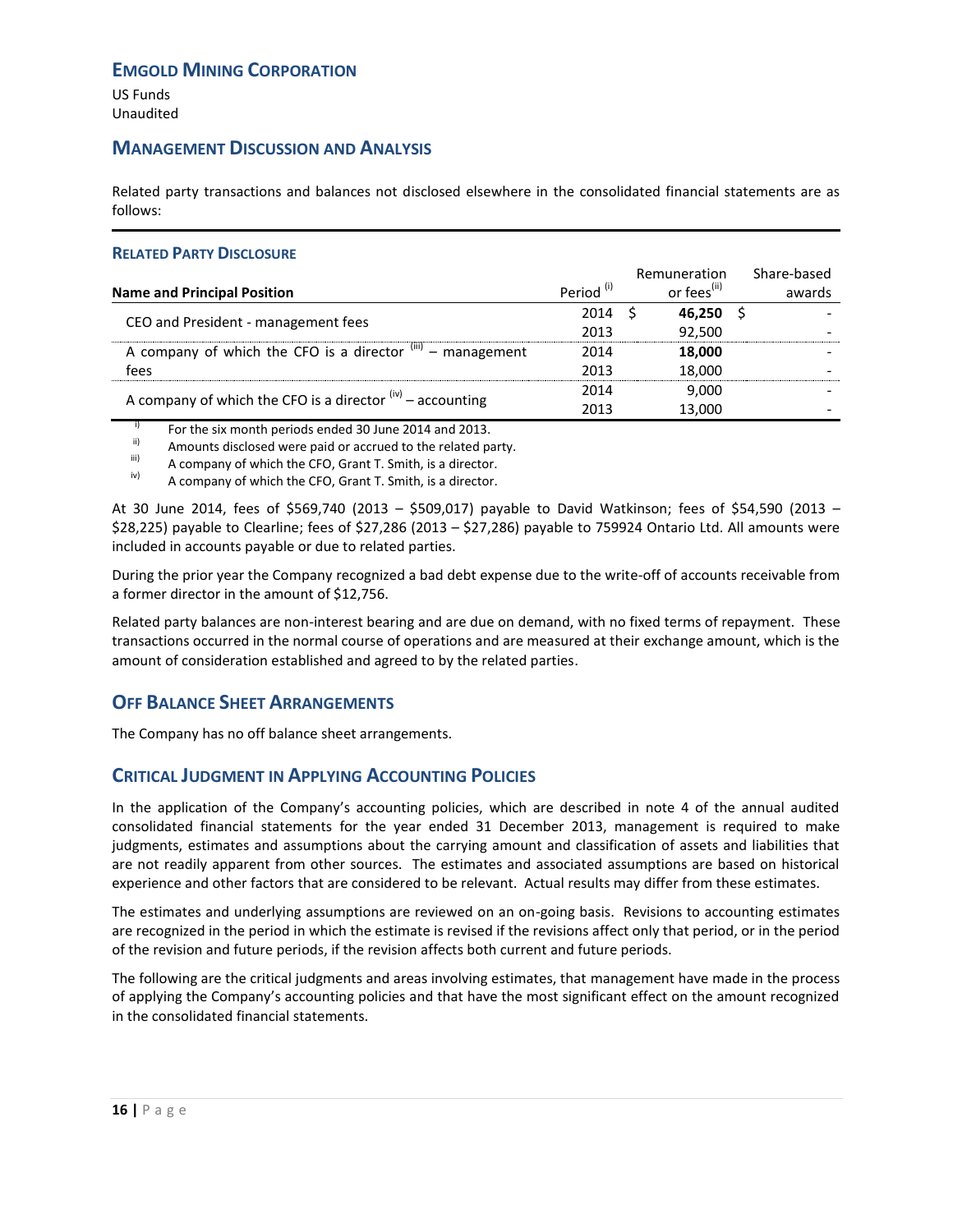**EMGOLD MINING CORPORATION**

US Funds
Unaudited

## MANAGEMENT DISCUSSION AND ANALYSIS

Related party transactions and balances not disclosed elsewhere in the consolidated financial statements are as follows:

### RELATED PARTY DISCLOSURE

| Name and Principal Position | Period [(i)] | Remuneration or fees[(ii)] | Share-based awards |
|---|---|---|---|
| CEO and President - management fees | 2014 | $ **46,250** | $ - |
| | 2013 | 92,500 | - |
| A company of which the CFO is a director [(iii)] – management fees | 2014 | **18,000** | - |
| | 2013 | 18,000 | - |
| A company of which the CFO is a director [(iv)] – accounting | 2014 | 9,000 | - |
| | 2013 | 13,000 | - |

i) For the six month periods ended 30 June 2014 and 2013.
ii) Amounts disclosed were paid or accrued to the related party.
iii) A company of which the CFO, Grant T. Smith, is a director.
iv) A company of which the CFO, Grant T. Smith, is a director.

At 30 June 2014, fees of $569,740 (2013 – $509,017) payable to David Watkinson; fees of $54,590 (2013 – $28,225) payable to Clearline; fees of $27,286 (2013 – $27,286) payable to 759924 Ontario Ltd. All amounts were included in accounts payable or due to related parties.

During the prior year the Company recognized a bad debt expense due to the write-off of accounts receivable from a former director in the amount of $12,756.

Related party balances are non-interest bearing and are due on demand, with no fixed terms of repayment. These transactions occurred in the normal course of operations and are measured at their exchange amount, which is the amount of consideration established and agreed to by the related parties.

## OFF BALANCE SHEET ARRANGEMENTS

The Company has no off balance sheet arrangements.

## CRITICAL JUDGMENT IN APPLYING ACCOUNTING POLICIES

In the application of the Company's accounting policies, which are described in note 4 of the annual audited consolidated financial statements for the year ended 31 December 2013, management is required to make judgments, estimates and assumptions about the carrying amount and classification of assets and liabilities that are not readily apparent from other sources. The estimates and associated assumptions are based on historical experience and other factors that are considered to be relevant. Actual results may differ from these estimates.

The estimates and underlying assumptions are reviewed on an on-going basis. Revisions to accounting estimates are recognized in the period in which the estimate is revised if the revisions affect only that period, or in the period of the revision and future periods, if the revision affects both current and future periods.

The following are the critical judgments and areas involving estimates, that management have made in the process of applying the Company's accounting policies and that have the most significant effect on the amount recognized in the consolidated financial statements.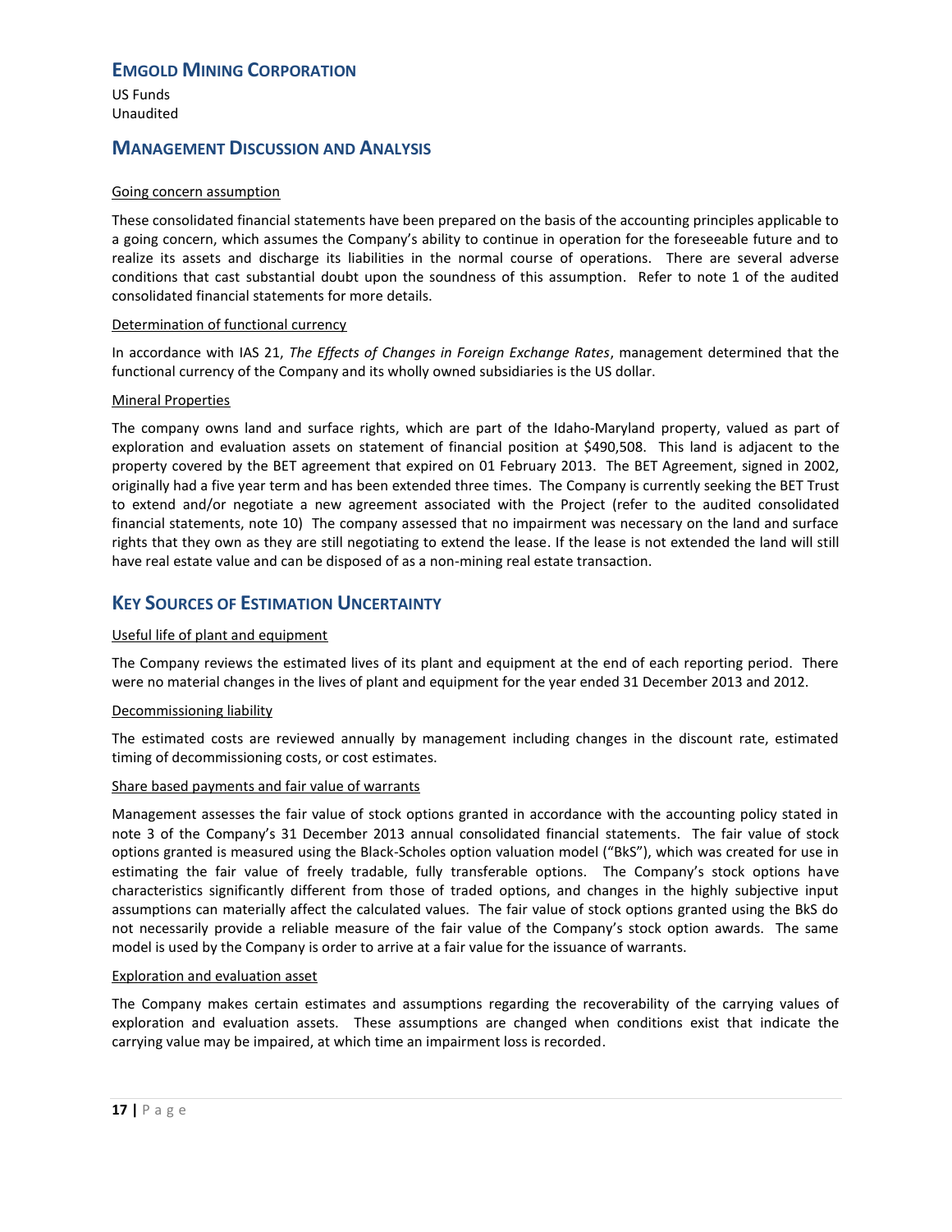## Going concern assumption

These consolidated financial statements have been prepared on the basis of the accounting principles applicable to a going concern, which assumes the Company's ability to continue in operation for the foreseeable future and to realize its assets and discharge its liabilities in the normal course of operations. There are several adverse conditions that cast substantial doubt upon the soundness of this assumption. Refer to note 1 of the audited consolidated financial statements for more details.

## Determination of functional currency

In accordance with IAS 21, *The Effects of Changes in Foreign Exchange Rates*, management determined that the functional currency of the Company and its wholly owned subsidiaries is the US dollar.

## Mineral Properties

The company owns land and surface rights, which are part of the Idaho-Maryland property, valued as part of exploration and evaluation assets on statement of financial position at $490,508. This land is adjacent to the property covered by the BET agreement that expired on 01 February 2013. The BET Agreement, signed in 2002, originally had a five year term and has been extended three times. The Company is currently seeking the BET Trust to extend and/or negotiate a new agreement associated with the Project (refer to the audited consolidated financial statements, note 10) The company assessed that no impairment was necessary on the land and surface rights that they own as they are still negotiating to extend the lease. If the lease is not extended the land will still have real estate value and can be disposed of as a non-mining real estate transaction.

# Key Sources of Estimation Uncertainty

## Useful life of plant and equipment

The Company reviews the estimated lives of its plant and equipment at the end of each reporting period. There were no material changes in the lives of plant and equipment for the year ended 31 December 2013 and 2012.

## Decommissioning liability

The estimated costs are reviewed annually by management including changes in the discount rate, estimated timing of decommissioning costs, or cost estimates.

## Share based payments and fair value of warrants

Management assesses the fair value of stock options granted in accordance with the accounting policy stated in note 3 of the Company's 31 December 2013 annual consolidated financial statements. The fair value of stock options granted is measured using the Black-Scholes option valuation model ("BkS"), which was created for use in estimating the fair value of freely tradable, fully transferable options. The Company's stock options have characteristics significantly different from those of traded options, and changes in the highly subjective input assumptions can materially affect the calculated values. The fair value of stock options granted using the BkS do not necessarily provide a reliable measure of the fair value of the Company's stock option awards. The same model is used by the Company is order to arrive at a fair value for the issuance of warrants.

## Exploration and evaluation asset

The Company makes certain estimates and assumptions regarding the recoverability of the carrying values of exploration and evaluation assets. These assumptions are changed when conditions exist that indicate the carrying value may be impaired, at which time an impairment loss is recorded.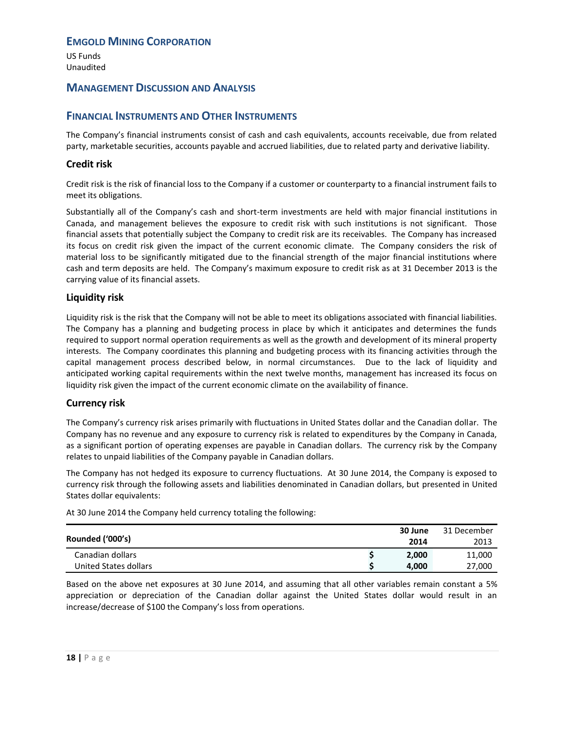# EMGOLD MINING CORPORATION

US Funds
Unaudited

## MANAGEMENT DISCUSSION AND ANALYSIS

## FINANCIAL INSTRUMENTS AND OTHER INSTRUMENTS

The Company's financial instruments consist of cash and cash equivalents, accounts receivable, due from related party, marketable securities, accounts payable and accrued liabilities, due to related party and derivative liability.

### Credit risk

Credit risk is the risk of financial loss to the Company if a customer or counterparty to a financial instrument fails to meet its obligations.

Substantially all of the Company's cash and short-term investments are held with major financial institutions in Canada, and management believes the exposure to credit risk with such institutions is not significant. Those financial assets that potentially subject the Company to credit risk are its receivables. The Company has increased its focus on credit risk given the impact of the current economic climate. The Company considers the risk of material loss to be significantly mitigated due to the financial strength of the major financial institutions where cash and term deposits are held. The Company's maximum exposure to credit risk as at 31 December 2013 is the carrying value of its financial assets.

### Liquidity risk

Liquidity risk is the risk that the Company will not be able to meet its obligations associated with financial liabilities. The Company has a planning and budgeting process in place by which it anticipates and determines the funds required to support normal operation requirements as well as the growth and development of its mineral property interests. The Company coordinates this planning and budgeting process with its financing activities through the capital management process described below, in normal circumstances. Due to the lack of liquidity and anticipated working capital requirements within the next twelve months, management has increased its focus on liquidity risk given the impact of the current economic climate on the availability of finance.

### Currency risk

The Company's currency risk arises primarily with fluctuations in United States dollar and the Canadian dollar. The Company has no revenue and any exposure to currency risk is related to expenditures by the Company in Canada, as a significant portion of operating expenses are payable in Canadian dollars. The currency risk by the Company relates to unpaid liabilities of the Company payable in Canadian dollars.

The Company has not hedged its exposure to currency fluctuations. At 30 June 2014, the Company is exposed to currency risk through the following assets and liabilities denominated in Canadian dollars, but presented in United States dollar equivalents:

At 30 June 2014 the Company held currency totaling the following:

| Rounded ('000's) | | 30 June 2014 | 31 December 2013 |
|---|---|---|---|
| Canadian dollars | $ | 2,000 | 11,000 |
| United States dollars | $ | 4,000 | 27,000 |

Based on the above net exposures at 30 June 2014, and assuming that all other variables remain constant a 5% appreciation or depreciation of the Canadian dollar against the United States dollar would result in an increase/decrease of $100 the Company's loss from operations.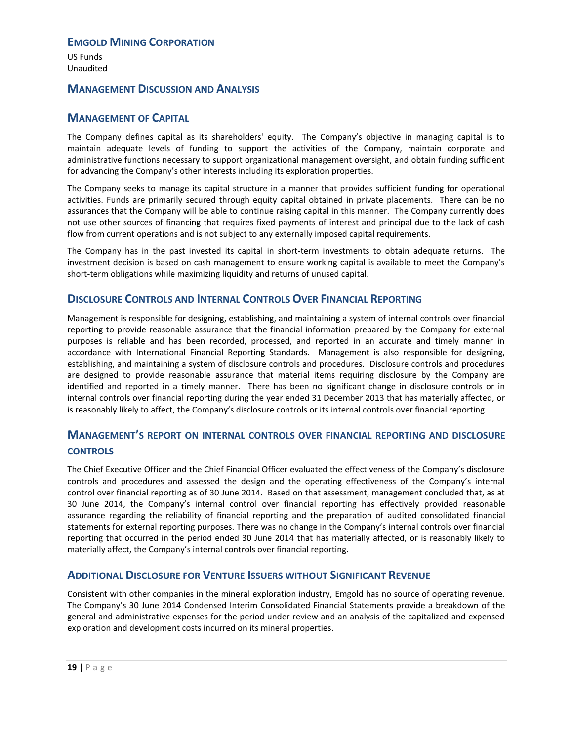## Management Discussion and Analysis

## Management of Capital

The Company defines capital as its shareholders' equity. The Company's objective in managing capital is to maintain adequate levels of funding to support the activities of the Company, maintain corporate and administrative functions necessary to support organizational management oversight, and obtain funding sufficient for advancing the Company's other interests including its exploration properties.

The Company seeks to manage its capital structure in a manner that provides sufficient funding for operational activities. Funds are primarily secured through equity capital obtained in private placements. There can be no assurances that the Company will be able to continue raising capital in this manner. The Company currently does not use other sources of financing that requires fixed payments of interest and principal due to the lack of cash flow from current operations and is not subject to any externally imposed capital requirements.

The Company has in the past invested its capital in short-term investments to obtain adequate returns. The investment decision is based on cash management to ensure working capital is available to meet the Company's short-term obligations while maximizing liquidity and returns of unused capital.

## Disclosure Controls and Internal Controls Over Financial Reporting

Management is responsible for designing, establishing, and maintaining a system of internal controls over financial reporting to provide reasonable assurance that the financial information prepared by the Company for external purposes is reliable and has been recorded, processed, and reported in an accurate and timely manner in accordance with International Financial Reporting Standards. Management is also responsible for designing, establishing, and maintaining a system of disclosure controls and procedures. Disclosure controls and procedures are designed to provide reasonable assurance that material items requiring disclosure by the Company are identified and reported in a timely manner. There has been no significant change in disclosure controls or in internal controls over financial reporting during the year ended 31 December 2013 that has materially affected, or is reasonably likely to affect, the Company's disclosure controls or its internal controls over financial reporting.

## Management's report on internal controls over financial reporting and disclosure controls

The Chief Executive Officer and the Chief Financial Officer evaluated the effectiveness of the Company's disclosure controls and procedures and assessed the design and the operating effectiveness of the Company's internal control over financial reporting as of 30 June 2014. Based on that assessment, management concluded that, as at 30 June 2014, the Company's internal control over financial reporting has effectively provided reasonable assurance regarding the reliability of financial reporting and the preparation of audited consolidated financial statements for external reporting purposes. There was no change in the Company's internal controls over financial reporting that occurred in the period ended 30 June 2014 that has materially affected, or is reasonably likely to materially affect, the Company's internal controls over financial reporting.

## Additional Disclosure for Venture Issuers without Significant Revenue

Consistent with other companies in the mineral exploration industry, Emgold has no source of operating revenue. The Company's 30 June 2014 Condensed Interim Consolidated Financial Statements provide a breakdown of the general and administrative expenses for the period under review and an analysis of the capitalized and expensed exploration and development costs incurred on its mineral properties.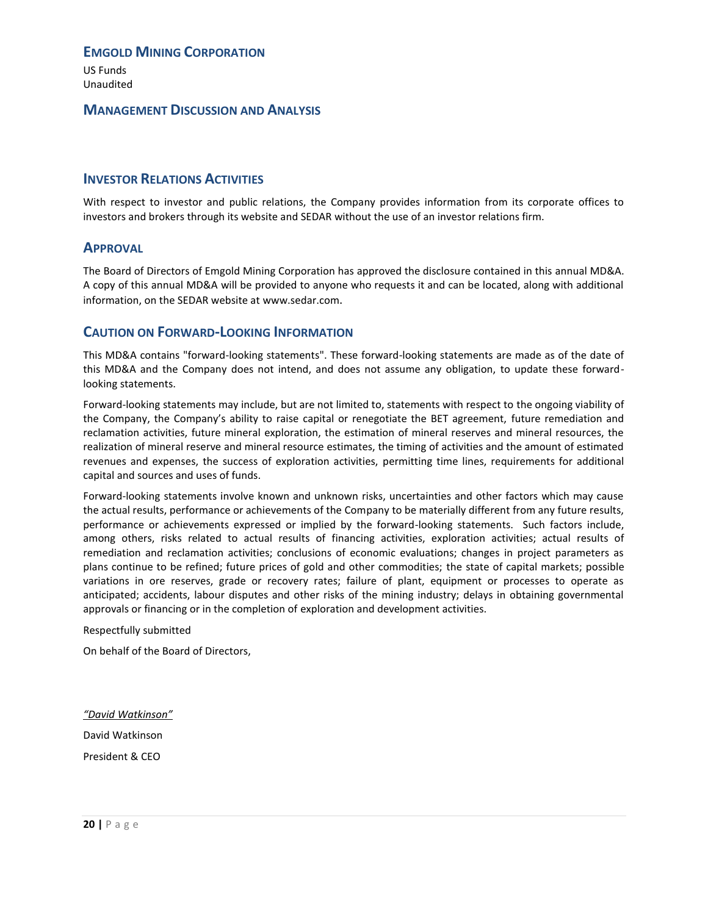## Investor Relations Activities

With respect to investor and public relations, the Company provides information from its corporate offices to investors and brokers through its website and SEDAR without the use of an investor relations firm.

## Approval

The Board of Directors of Emgold Mining Corporation has approved the disclosure contained in this annual MD&A. A copy of this annual MD&A will be provided to anyone who requests it and can be located, along with additional information, on the SEDAR website at www.sedar.com.

## Caution on Forward-Looking Information

This MD&A contains "forward-looking statements". These forward-looking statements are made as of the date of this MD&A and the Company does not intend, and does not assume any obligation, to update these forward-looking statements.

Forward-looking statements may include, but are not limited to, statements with respect to the ongoing viability of the Company, the Company's ability to raise capital or renegotiate the BET agreement, future remediation and reclamation activities, future mineral exploration, the estimation of mineral reserves and mineral resources, the realization of mineral reserve and mineral resource estimates, the timing of activities and the amount of estimated revenues and expenses, the success of exploration activities, permitting time lines, requirements for additional capital and sources and uses of funds.

Forward-looking statements involve known and unknown risks, uncertainties and other factors which may cause the actual results, performance or achievements of the Company to be materially different from any future results, performance or achievements expressed or implied by the forward-looking statements. Such factors include, among others, risks related to actual results of financing activities, exploration activities; actual results of remediation and reclamation activities; conclusions of economic evaluations; changes in project parameters as plans continue to be refined; future prices of gold and other commodities; the state of capital markets; possible variations in ore reserves, grade or recovery rates; failure of plant, equipment or processes to operate as anticipated; accidents, labour disputes and other risks of the mining industry; delays in obtaining governmental approvals or financing or in the completion of exploration and development activities.

Respectfully submitted

On behalf of the Board of Directors,

*"David Watkinson"*

David Watkinson

President & CEO